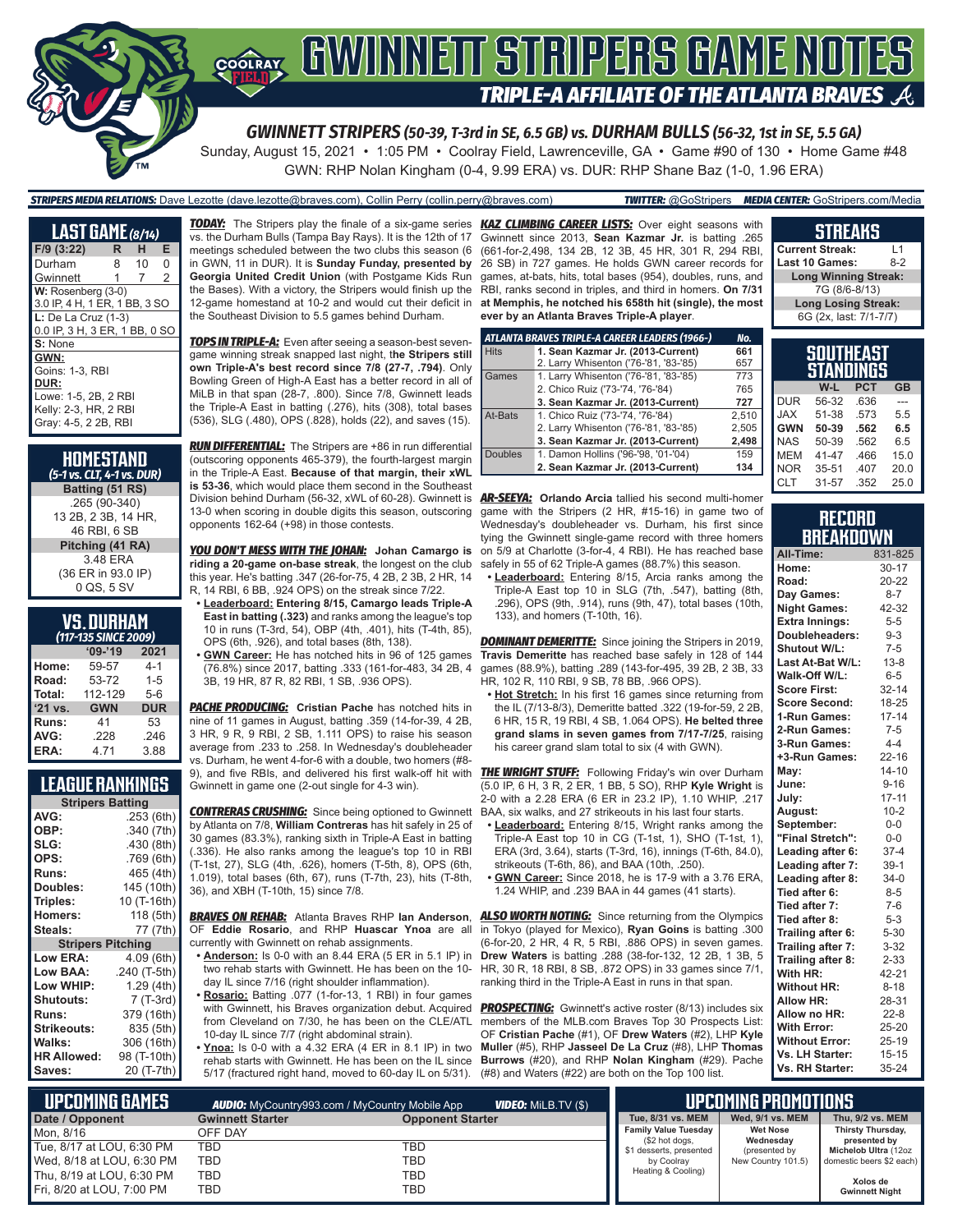# GWINNETT STRIPERS GAME NOTES

## TRIPLE-A AFFILIATE OF THE ATLANTA BRAVES

### GWINNETT STRIPERS (50-39, T-3rd in SE, 6.5 GB) vs. DURHAM BULLS (56-32, 1st in SE, 5.5 GA)

Sunday, August 15, 2021 • 1:05 PM • Coolray Field, Lawrenceville, GA • Game #90 of 130 • Home Game #48

GWN: RHP Nolan Kingham (0-4, 9.99 ERA) vs. DUR: RHP Shane Baz (1-0, 1.96 ERA)

**STRIPERS MEDIA RELATIONS:** Dave Lezotte (dave.lezotte@braves.com), Collin Perry (collin.perry@braves.com) **TWITTER:** @GoStripers **MEDIA CENTER:** GoStripers.com/Media

## LAST GAME (8/14)

| F/9 (3:22) | R | H | E |
|---|---|---|---|
| Durham | 8 | 10 | 0 |
| Gwinnett | 1 | 7 | 2 |

**W:** Rosenberg (3-0)
3.0 IP, 4 H, 1 ER, 1 BB, 3 SO

**L:** De La Cruz (1-3)
0.0 IP, 3 H, 3 ER, 1 BB, 0 SO

**S:** None

**GWN:**
Goins: 1-3, RBI

**DUR:**
Lowe: 1-5, 2B, 2 RBI
Kelly: 2-3, HR, 2 RBI
Gray: 4-5, 2 2B, RBI

## HOMESTAND
*(5-1 vs. CLT, 4-1 vs. DUR)*

**Batting (51 RS)**
.265 (90-340)
13 2B, 2 3B, 14 HR,
46 RBI, 6 SB

**Pitching (41 RA)**
3.48 ERA
(36 ER in 93.0 IP)
0 QS, 5 SV

## VS. DURHAM
*(117-135 SINCE 2009)*

| | '09-'19 | 2021 |
|---|---|---|
| Home: | 59-57 | 4-1 |
| Road: | 53-72 | 1-5 |
| Total: | 112-129 | 5-6 |
| '21 vs. | GWN | DUR |
| Runs: | 41 | 53 |
| AVG: | .228 | .246 |
| ERA: | 4.71 | 3.88 |

## LEAGUE RANKINGS

| Stripers Batting | |
|---|---|
| AVG: | .253 (6th) |
| OBP: | .340 (7th) |
| SLG: | .430 (8th) |
| OPS: | .769 (6th) |
| Runs: | 465 (4th) |
| Doubles: | 145 (10th) |
| Triples: | 10 (T-16th) |
| Homers: | 118 (5th) |
| Steals: | 77 (7th) |
| **Stripers Pitching** | |
| Low ERA: | 4.09 (6th) |
| Low BAA: | .240 (T-5th) |
| Low WHIP: | 1.29 (4th) |
| Shutouts: | 7 (T-3rd) |
| Runs: | 379 (16th) |
| Strikeouts: | 835 (5th) |
| Walks: | 306 (16th) |
| HR Allowed: | 98 (T-10th) |
| Saves: | 20 (T-7th) |

***TODAY:*** The Stripers play the finale of a six-game series vs. the Durham Bulls (Tampa Bay Rays). It is the 12th of 17 meetings scheduled between the two clubs this season (6 in GWN, 11 in DUR). It is **Sunday Funday, presented by Georgia United Credit Union** (with Postgame Kids Run the Bases). With a victory, the Stripers would finish up the 12-game homestand at 10-2 and would cut their deficit in the Southeast Division to 5.5 games behind Durham.

***TOPS IN TRIPLE-A:*** Even after seeing a season-best seven-game winning streak snapped last night, **the Stripers still own Triple-A's best record since 7/8 (27-7, .794)**. Only Bowling Green of High-A East has a better record in all of MiLB in that span (28-7, .800). Since 7/8, Gwinnett leads the Triple-A East in batting (.276), hits (308), total bases (536), SLG (.480), OPS (.828), holds (22), and saves (15).

***RUN DIFFERENTIAL:*** The Stripers are +86 in run differential (outscoring opponents 465-379), the fourth-largest margin in the Triple-A East. **Because of that margin, their xWL is 53-36**, which would place them second in the Southeast Division behind Durham (56-32, xWL of 60-28). Gwinnett is 13-0 when scoring in double digits this season, outscoring opponents 162-64 (+98) in those contests.

***YOU DON'T MESS WITH THE JOHAN:*** **Johan Camargo is riding a 20-game on-base streak**, the longest on the club this year. He's batting .347 (26-for-75, 4 2B, 2 3B, 2 HR, 14 R, 14 RBI, 6 BB, .924 OPS) on the streak since 7/22.

- **Leaderboard: Entering 8/15, Camargo leads Triple-A East in batting (.323)** and ranks among the league's top 10 in runs (T-3rd, 54), OBP (4th, .401), hits (T-4th, 85), OPS (6th, .926), and total bases (8th, 138).
- **GWN Career:** He has notched hits in 96 of 125 games (76.8%) since 2017, batting .333 (161-for-483, 34 2B, 4 3B, 19 HR, 87 R, 82 RBI, 1 SB, .936 OPS).

***PACHE PRODUCING:*** **Cristian Pache** has notched hits in nine of 11 games in August, batting .359 (14-for-39, 4 2B, 3 HR, 9 R, 9 RBI, 2 SB, 1.111 OPS) to raise his season average from .233 to .258. In Wednesday's doubleheader vs. Durham, he went 4-for-6 with a double, two homers (#8-9), and five RBIs, and delivered his first walk-off hit with Gwinnett in game one (2-out single for 4-3 win).

***CONTRERAS CRUSHING:*** Since being optioned to Gwinnett by Atlanta on 7/8, **William Contreras** has hit safely in 25 of 30 games (83.3%), ranking sixth in Triple-A East in batting (.336). He also ranks among the league's top 10 in RBI (T-1st, 27), SLG (4th, .626), homers (T-5th, 8), OPS (6th, 1.019), total bases (6th, 67), runs (T-7th, 23), hits (T-8th, 36), and XBH (T-10th, 15) since 7/8.

***BRAVES ON REHAB:*** Atlanta Braves RHP **Ian Anderson**, OF **Eddie Rosario**, and RHP **Huascar Ynoa** are all currently with Gwinnett on rehab assignments.

- **Anderson:** Is 0-0 with an 8.44 ERA (5 ER in 5.1 IP) in two rehab starts with Gwinnett. He has been on the 10-day IL since 7/16 (right shoulder inflammation).
- **Rosario:** Batting .077 (1-for-13, 1 RBI) in four games with Gwinnett, his Braves organization debut. Acquired from Cleveland on 7/30, he has been on the CLE/ATL 10-day IL since 7/7 (right abdominal strain).
- **Ynoa:** Is 0-0 with a 4.32 ERA (4 ER in 8.1 IP) in two rehab starts with Gwinnett. He has been on the IL since 5/17 (fractured right hand, moved to 60-day IL on 5/31).

***KAZ CLIMBING CAREER LISTS:*** Over eight seasons with Gwinnett since 2013, **Sean Kazmar Jr.** is batting .265 (661-for-2,498, 134 2B, 12 3B, 45 HR, 301 R, 294 RBI, 26 SB) in 727 games. He holds GWN career records for games, at-bats, hits, total bases (954), doubles, runs, and RBI, ranks second in triples, and third in homers. **On 7/31 at Memphis, he notched his 658th hit (single), the most ever by an Atlanta Braves Triple-A player**.

| ATLANTA BRAVES TRIPLE-A CAREER LEADERS (1966-) | | No. |
|---|---|---|
| Hits | **1. Sean Kazmar Jr. (2013-Current)** | **661** |
| | 2. Larry Whisenton ('76-'81, '83-'85) | 657 |
| Games | 1. Larry Whisenton ('76-'81, '83-'85) | 773 |
| | 2. Chico Ruiz ('73-'74, '76-'84) | 765 |
| | **3. Sean Kazmar Jr. (2013-Current)** | **727** |
| At-Bats | 1. Chico Ruiz ('73-'74, '76-'84) | 2,510 |
| | 2. Larry Whisenton ('76-'81, '83-'85) | 2,505 |
| | **3. Sean Kazmar Jr. (2013-Current)** | **2,498** |
| Doubles | 1. Damon Hollins ('96-'98, '01-'04) | 159 |
| | **2. Sean Kazmar Jr. (2013-Current)** | **134** |

***AR-SEEYA:*** **Orlando Arcia** tallied his second multi-homer game with the Stripers (2 HR, #15-16) in game two of Wednesday's doubleheader vs. Durham, his first since tying the Gwinnett single-game record with three homers on 5/9 at Charlotte (3-for-4, 4 RBI). He has reached base safely in 55 of 62 Triple-A games (88.7%) this season.

- **Leaderboard:** Entering 8/15, Arcia ranks among the Triple-A East top 10 in SLG (7th, .547), batting (8th, .296), OPS (9th, .914), runs (9th, 47), total bases (10th, 133), and homers (T-10th, 16).

***DOMINANT DEMERITTE:*** Since joining the Stripers in 2019, **Travis Demeritte** has reached base safely in 128 of 144 games (88.9%), batting .289 (143-for-495, 39 2B, 2 3B, 33 HR, 102 R, 110 RBI, 9 SB, 78 BB, .966 OPS).

- **Hot Stretch:** In his first 16 games since returning from the IL (7/13-8/3), Demeritte batted .322 (19-for-59, 2 2B, 6 HR, 15 R, 19 RBI, 4 SB, 1.064 OPS). **He belted three grand slams in seven games from 7/17-7/25**, raising his career grand slam total to six (4 with GWN).

***THE WRIGHT STUFF:*** Following Friday's win over Durham (5.0 IP, 6 H, 3 R, 2 ER, 1 BB, 5 SO), RHP **Kyle Wright** is 2-0 with a 2.28 ERA (6 ER in 23.2 IP), 1.10 WHIP, .217 BAA, six walks, and 27 strikeouts in his last four starts.

- **Leaderboard:** Entering 8/15, Wright ranks among the Triple-A East top 10 in CG (T-1st, 1), SHO (T-1st, 1), ERA (3rd, 3.64), starts (T-3rd, 16), innings (T-6th, 84.0), strikeouts (T-6th, 86), and BAA (10th, .250).
- **GWN Career:** Since 2018, he is 17-9 with a 3.76 ERA, 1.24 WHIP, and .239 BAA in 44 games (41 starts).

***ALSO WORTH NOTING:*** Since returning from the Olympics in Tokyo (played for Mexico), **Ryan Goins** is batting .300 (6-for-20, 2 HR, 4 R, 5 RBI, .886 OPS) in seven games. **Drew Waters** is batting .288 (38-for-132, 12 2B, 1 3B, 5 HR, 30 R, 18 RBI, 8 SB, .872 OPS) in 33 games since 7/1, ranking third in the Triple-A East in runs in that span.

***PROSPECTING:*** Gwinnett's active roster (8/13) includes six members of the MLB.com Braves Top 30 Prospects List: OF **Cristian Pache** (#1), OF **Drew Waters** (#2), LHP **Kyle Muller** (#5), RHP **Jasseel De La Cruz** (#8), LHP **Thomas Burrows** (#20), and RHP **Nolan Kingham** (#29). Pache (#8) and Waters (#22) are both on the Top 100 list.

## STREAKS

| | |
|---|---|
| Current Streak: | L1 |
| Last 10 Games: | 8-2 |
| **Long Winning Streak:** | |
| 7G (8/6-8/13) | |
| **Long Losing Streak:** | |
| 6G (2x, last: 7/1-7/7) | |

## SOUTHEAST STANDINGS

| | W-L | PCT | GB |
|---|---|---|---|
| DUR | 56-32 | .636 | --- |
| JAX | 51-38 | .573 | 5.5 |
| **GWN** | **50-39** | **.562** | **6.5** |
| NAS | 50-39 | .562 | 6.5 |
| MEM | 41-47 | .466 | 15.0 |
| NOR | 35-51 | .407 | 20.0 |
| CLT | 31-57 | .352 | 25.0 |

## RECORD BREAKDOWN

| | |
|---|---|
| All-Time: | 831-825 |
| Home: | 30-17 |
| Road: | 20-22 |
| Day Games: | 8-7 |
| Night Games: | 42-32 |
| Extra Innings: | 5-5 |
| Doubleheaders: | 9-3 |
| Shutout W/L: | 7-5 |
| Last At-Bat W/L: | 13-8 |
| Walk-Off W/L: | 6-5 |
| Score First: | 32-14 |
| Score Second: | 18-25 |
| 1-Run Games: | 17-14 |
| 2-Run Games: | 7-5 |
| 3-Run Games: | 4-4 |
| +3-Run Games: | 22-16 |
| May: | 14-10 |
| June: | 9-16 |
| July: | 17-11 |
| August: | 10-2 |
| September: | 0-0 |
| "Final Stretch": | 0-0 |
| Leading after 6: | 37-4 |
| Leading after 7: | 39-1 |
| Leading after 8: | 34-0 |
| Tied after 6: | 8-5 |
| Tied after 7: | 7-6 |
| Tied after 8: | 5-3 |
| Trailing after 6: | 5-30 |
| Trailing after 7: | 3-32 |
| Trailing after 8: | 2-33 |
| With HR: | 42-21 |
| Without HR: | 8-18 |
| Allow HR: | 28-31 |
| Allow no HR: | 22-8 |
| With Error: | 25-20 |
| Without Error: | 25-19 |
| Vs. LH Starter: | 15-15 |
| Vs. RH Starter: | 35-24 |

## UPCOMING GAMES

**AUDIO:** MyCountry993.com / MyCountry Mobile App **VIDEO:** MiLB.TV ($)

| Date / Opponent | Gwinnett Starter | Opponent Starter |
|---|---|---|
| Mon, 8/16 | OFF DAY | |
| Tue, 8/17 at LOU, 6:30 PM | TBD | TBD |
| Wed, 8/18 at LOU, 6:30 PM | TBD | TBD |
| Thu, 8/19 at LOU, 6:30 PM | TBD | TBD |
| Fri, 8/20 at LOU, 7:00 PM | TBD | TBD |

## UPCOMING PROMOTIONS

| Tue, 8/31 vs. MEM | Wed, 9/1 vs. MEM | Thu, 9/2 vs. MEM |
|---|---|---|
| **Family Value Tuesday** ($2 hot dogs, $1 desserts, presented by Coolray Heating & Cooling) | **Wet Nose Wednesday** (presented by New Country 101.5) | **Thirsty Thursday, presented by Michelob Ultra** (12oz domestic beers $2 each) **Xolos de Gwinnett Night** |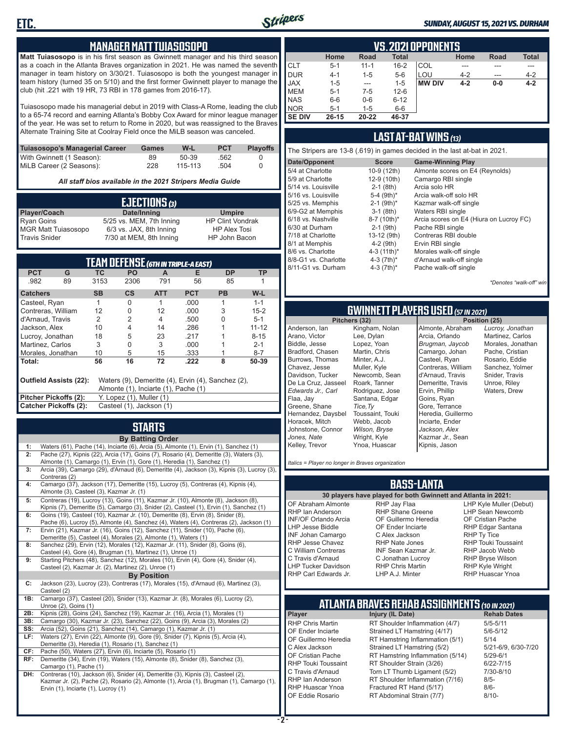## MANAGER MATT TUIASOSOPO

**Matt Tuiasosopo** is in his first season as Gwinnett manager and his third season as a coach in the Atlanta Braves organization in 2021. He was named the seventh manager in team history on 3/30/21. Tuiasosopo is both the youngest manager in team history (turned 35 on 5/10) and the first former Gwinnett player to manage the club (hit .221 with 19 HR, 73 RBI in 178 games from 2016-17).

Tuiasosopo made his managerial debut in 2019 with Class-A Rome, leading the club to a 65-74 record and earning Atlanta's Bobby Cox Award for minor league manager of the year. He was set to return to Rome in 2020, but was reassigned to the Braves Alternate Training Site at Coolray Field once the MiLB season was canceled.

| Tuiasosopo's Managerial Career | Games | W-L | PCT | Playoffs |
|---|---|---|---|---|
| With Gwinnett (1 Season): | 89 | 50-39 | .562 | 0 |
| MiLB Career (2 Seasons): | 228 | 115-113 | .504 | 0 |

*All staff bios available in the 2021 Stripers Media Guide*

## EJECTIONS (3)

| Player/Coach | Date/Inning | Umpire |
|---|---|---|
| Ryan Goins | 5/25 vs. MEM, 7th Inning | HP Clint Vondrak |
| MGR Matt Tuiasosopo | 6/3 vs. JAX, 8th Inning | HP Alex Tosi |
| Travis Snider | 7/30 at MEM, 8th Inning | HP John Bacon |

## TEAM DEFENSE (6TH IN TRIPLE-A EAST)

| PCT | G | TC | PO | A | E | DP | TP |
|---|---|---|---|---|---|---|---|
| .982 | 89 | 3153 | 2306 | 791 | 56 | 85 | 1 |

| Catchers | SB | CS | ATT | PCT | PB | W-L |
|---|---|---|---|---|---|---|
| Casteel, Ryan | 1 | 0 | 1 | .000 | 1 | 1-1 |
| Contreras, William | 12 | 0 | 12 | .000 | 3 | 15-2 |
| d'Arnaud, Travis | 2 | 2 | 4 | .500 | 0 | 5-1 |
| Jackson, Alex | 10 | 4 | 14 | .286 | 1 | 11-12 |
| Lucroy, Jonathan | 18 | 5 | 23 | .217 | 1 | 8-15 |
| Martinez, Carlos | 3 | 0 | 3 | .000 | 1 | 2-1 |
| Morales, Jonathan | 10 | 5 | 15 | .333 | 1 | 8-7 |
| **Total:** | **56** | **16** | **72** | **.222** | **8** | **50-39** |

| | |
|---|---|
| **Outfield Assists (22):** | Waters (9), Demeritte (4), Ervin (4), Sanchez (2), Almonte (1), Inciarte (1), Pache (1) |
| **Pitcher Pickoffs (2):** | Y. Lopez (1), Muller (1) |
| **Catcher Pickoffs (2):** | Casteel (1), Jackson (1) |

## STARTS

**By Batting Order**

| | |
|---|---|
| 1: | Waters (61), Pache (14), Inciarte (6), Arcia (5), Almonte (1), Ervin (1), Sanchez (1) |
| 2: | Pache (27), Kipnis (22), Arcia (17), Goins (7), Rosario (4), Demeritte (3), Waters (3), Almonte (1), Camargo (1), Ervin (1), Gore (1), Heredia (1), Sanchez (1) |
| 3: | Arcia (39), Camargo (29), d'Arnaud (6), Demeritte (4), Jackson (3), Kipnis (3), Lucroy (3), Contreras (2) |
| 4: | Camargo (37), Jackson (17), Demeritte (15), Lucroy (5), Contreras (4), Kipnis (4), Almonte (3), Casteel (3), Kazmar Jr. (1) |
| 5: | Contreras (19), Lucroy (13), Goins (11), Kazmar Jr. (10), Almonte (8), Jackson (8), Kipnis (7), Demeritte (5), Camargo (3), Snider (2), Casteel (1), Ervin (1), Sanchez (1) |
| 6: | Goins (19), Casteel (10), Kazmar Jr. (10), Demeritte (8), Ervin (8), Snider (8), Pache (6), Lucroy (5), Almonte (4), Sanchez (4), Waters (4), Contreras (2), Jackson (1) |
| 7: | Ervin (21), Kazmar Jr. (16), Goins (12), Sanchez (11), Snider (10), Pache (6), Demeritte (5), Casteel (4), Morales (2), Almonte (1), Waters (1) |
| 8: | Sanchez (29), Ervin (12), Morales (12), Kazmar Jr. (11), Snider (8), Goins (6), Casteel (4), Gore (4), Brugman (1), Martinez (1), Unroe (1) |
| 9: | Starting Pitchers (48), Sanchez (12), Morales (10), Ervin (4), Gore (4), Snider (4), Casteel (2), Kazmar Jr. (2), Martinez (2), Unroe (1) |

**By Position**

| | |
|---|---|
| C: | Jackson (23), Lucroy (23), Contreras (17), Morales (15), d'Arnaud (6), Martinez (3), Casteel (2) |
| 1B: | Camargo (37), Casteel (20), Snider (13), Kazmar Jr. (8), Morales (6), Lucroy (2), Unroe (2), Goins (1) |
| 2B: | Kipnis (28), Goins (24), Sanchez (19), Kazmar Jr. (16), Arcia (1), Morales (1) |
| 3B: | Camargo (30), Kazmar Jr. (23), Sanchez (22), Goins (9), Arcia (3), Morales (2) |
| SS: | Arcia (52), Goins (21), Sanchez (14), Camargo (1), Kazmar Jr. (1) |
| LF: | Waters (27), Ervin (22), Almonte (9), Gore (9), Snider (7), Kipnis (5), Arcia (4), Demeritte (3), Heredia (1), Rosario (1), Sanchez (1) |
| CF: | Pache (50), Waters (27), Ervin (6), Inciarte (5), Rosario (1) |
| RF: | Demeritte (34), Ervin (19), Waters (15), Almonte (8), Snider (8), Sanchez (3), Camargo (1), Pache (1) |
| DH: | Contreras (10), Jackson (6), Snider (4), Demeritte (3), Kipnis (3), Casteel (2), Kazmar Jr. (2), Pache (2), Rosario (2), Almonte (1), Arcia (1), Brugman (1), Camargo (1), Ervin (1), Inciarte (1), Lucroy (1) |

## VS. 2021 OPPONENTS

| | Home | Road | Total |
|---|---|---|---|
| CLT | 5-1 | 11-1 | 16-2 |
| DUR | 4-1 | 1-5 | 5-6 |
| JAX | 1-5 | --- | 1-5 |
| MEM | 5-1 | 7-5 | 12-6 |
| NAS | 6-6 | 0-6 | 6-12 |
| NOR | 5-1 | 1-5 | 6-6 |
| **SE DIV** | **26-15** | **20-22** | **46-37** |

| | Home | Road | Total |
|---|---|---|---|
| COL | --- | --- | --- |
| LOU | 4-2 | --- | 4-2 |
| **MW DIV** | **4-2** | **0-0** | **4-2** |

## LAST AT-BAT WINS (13)

The Stripers are 13-8 (.619) in games decided in the last at-bat in 2021.

| Date/Opponent | Score | Game-Winning Play |
|---|---|---|
| 5/4 at Charlotte | 10-9 (12th) | Almonte scores on E4 (Reynolds) |
| 5/9 at Charlotte | 12-9 (10th) | Camargo RBI single |
| 5/14 vs. Louisville | 2-1 (8th) | Arcia solo HR |
| 5/16 vs. Louisville | 5-4 (9th)* | Arcia walk-off solo HR |
| 5/25 vs. Memphis | 2-1 (9th)* | Kazmar walk-off single |
| 6/9-G2 at Memphis | 3-1 (8th) | Waters RBI single |
| 6/18 vs. Nashville | 8-7 (10th)* | Arcia scores on E4 (Hiura on Lucroy FC) |
| 6/30 at Durham | 2-1 (9th) | Pache RBI single |
| 7/18 at Charlotte | 13-12 (9th) | Contreras RBI double |
| 8/1 at Memphis | 4-2 (9th) | Ervin RBI single |
| 8/6 vs. Charlotte | 4-3 (11th)* | Morales walk-off single |
| 8/8-G1 vs. Charlotte | 4-3 (7th)* | d'Arnaud walk-off single |
| 8/11-G1 vs. Durham | 4-3 (7th)* | Pache walk-off single |

*\*Denotes "walk-off" win*

## GWINNETT PLAYERS USED (57 IN 2021)

| Pitchers (32) | | Position (25) | |
|---|---|---|---|
| Anderson, Ian | Kingham, Nolan | Almonte, Abraham | *Lucroy, Jonathan* |
| Arano, Victor | Lee, Dylan | Arcia, Orlando | Martinez, Carlos |
| Biddle, Jesse | Lopez, Yoan | *Brugman, Jaycob* | Morales, Jonathan |
| Bradford, Chasen | Martin, Chris | Camargo, Johan | Pache, Cristian |
| Burrows, Thomas | Minter, A.J. | Casteel, Ryan | Rosario, Eddie |
| Chavez, Jesse | Muller, Kyle | Contreras, William | Sanchez, Yolmer |
| Davidson, Tucker | Newcomb, Sean | d'Arnaud, Travis | Snider, Travis |
| De La Cruz, Jasseel | Roark, Tanner | Demeritte, Travis | Unroe, Riley |
| *Edwards Jr., Carl* | Rodriguez, Jose | Ervin, Phillip | Waters, Drew |
| Flaa, Jay | Santana, Edgar | Goins, Ryan | |
| Greene, Shane | *Tice, Ty* | Gore, Terrance | |
| Hernandez, Daysbel | Toussaint, Touki | Heredia, Guillermo | |
| Horacek, Mitch | Webb, Jacob | Inciarte, Ender | |
| Johnstone, Connor | *Wilson, Bryse* | *Jackson, Alex* | |
| *Jones, Nate* | Wright, Kyle | Kazmar Jr., Sean | |
| Kelley, Trevor | Ynoa, Huascar | Kipnis, Jason | |

*Italics = Player no longer in Braves organization*

## BASS-LANTA

**30 players have played for both Gwinnett and Atlanta in 2021:**

| | | |
|---|---|---|
| OF Abraham Almonte | RHP Jay Flaa | LHP Kyle Muller (Debut) |
| RHP Ian Anderson | RHP Shane Greene | LHP Sean Newcomb |
| INF/OF Orlando Arcia | OF Guillermo Heredia | OF Cristian Pache |
| LHP Jesse Biddle | OF Ender Inciarte | RHP Edgar Santana |
| INF Johan Camargo | C Alex Jackson | RHP Ty Tice |
| RHP Jesse Chavez | RHP Nate Jones | RHP Touki Toussaint |
| C William Contreras | INF Sean Kazmar Jr. | RHP Jacob Webb |
| C Travis d'Arnaud | C Jonathan Lucroy | RHP Bryse Wilson |
| LHP Tucker Davidson | RHP Chris Martin | RHP Kyle Wright |
| RHP Carl Edwards Jr. | LHP A.J. Minter | RHP Huascar Ynoa |

## ATLANTA BRAVES REHAB ASSIGNMENTS (10 IN 2021)

| Player | Injury (IL Date) | Rehab Dates |
|---|---|---|
| RHP Chris Martin | RT Shoulder Inflammation (4/7) | 5/5-5/11 |
| OF Ender Inciarte | Strained LT Hamstring (4/17) | 5/6-5/12 |
| OF Guillermo Heredia | RT Hamstring Inflammation (5/1) | 5/14 |
| C Alex Jackson | Strained LT Hamstring (5/2) | 5/21-6/9, 6/30-7/20 |
| OF Cristian Pache | RT Hamstring Inflammation (5/14) | 5/29-6/1 |
| RHP Touki Toussaint | RT Shoulder Strain (3/26) | 6/22-7/15 |
| C Travis d'Arnaud | Torn LT Thumb Ligament (5/2) | 7/30-8/10 |
| RHP Ian Anderson | RT Shoulder Inflammation (7/16) | 8/5- |
| RHP Huascar Ynoa | Fractured RT Hand (5/17) | 8/6- |
| OF Eddie Rosario | RT Abdominal Strain (7/7) | 8/10- |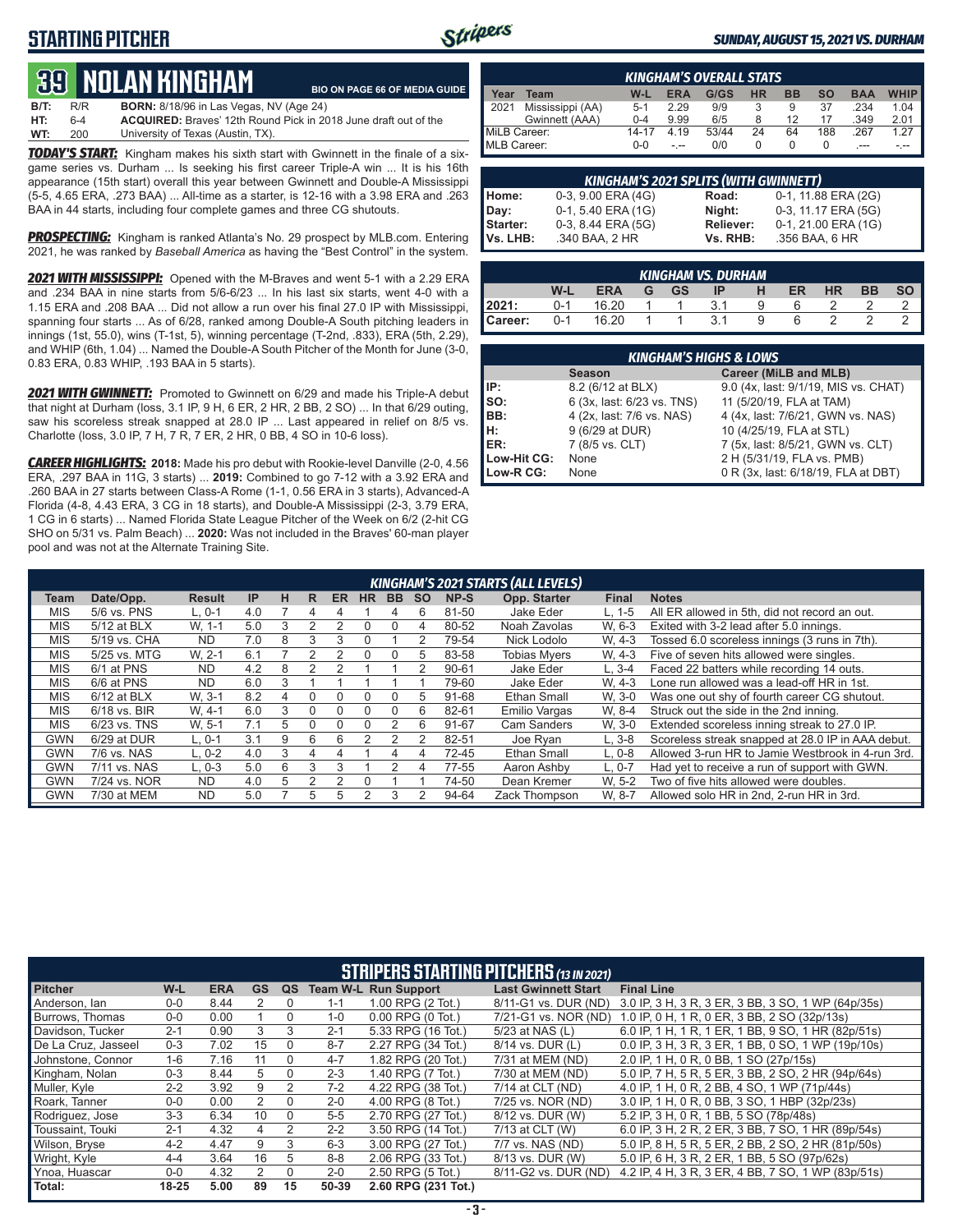## STARTING PITCHER

**SUNDAY, AUGUST 15, 2021 VS. DURHAM**

# 39 NOLAN KINGHAM

**BIO ON PAGE 66 OF MEDIA GUIDE**

**B/T:** R/R **BORN:** 8/18/96 in Las Vegas, NV (Age 24)
**HT:** 6-4 **ACQUIRED:** Braves' 12th Round Pick in 2018 June draft out of the
**WT:** 200 University of Texas (Austin, TX).

***TODAY'S START:*** Kingham makes his sixth start with Gwinnett in the finale of a six-game series vs. Durham ... Is seeking his first career Triple-A win ... It is his 16th appearance (15th start) overall this year between Gwinnett and Double-A Mississippi (5-5, 4.65 ERA, .273 BAA) ... All-time as a starter, is 12-16 with a 3.98 ERA and .263 BAA in 44 starts, including four complete games and three CG shutouts.

***PROSPECTING:*** Kingham is ranked Atlanta's No. 29 prospect by MLB.com. Entering 2021, he was ranked by *Baseball America* as having the "Best Control" in the system.

***2021 WITH MISSISSIPPI:*** Opened with the M-Braves and went 5-1 with a 2.29 ERA and .234 BAA in nine starts from 5/6-6/23 ... In his last six starts, went 4-0 with a 1.15 ERA and .208 BAA ... Did not allow a run over his final 27.0 IP with Mississippi, spanning four starts ... As of 6/28, ranked among Double-A South pitching leaders in innings (1st, 55.0), wins (T-1st, 5), winning percentage (T-2nd, .833), ERA (5th, 2.29), and WHIP (6th, 1.04) ... Named the Double-A South Pitcher of the Month for June (3-0, 0.83 ERA, 0.83 WHIP, .193 BAA in 5 starts).

***2021 WITH GWINNETT:*** Promoted to Gwinnett on 6/29 and made his Triple-A debut that night at Durham (loss, 3.1 IP, 9 H, 6 ER, 2 HR, 2 BB, 2 SO) ... In that 6/29 outing, saw his scoreless streak snapped at 28.0 IP ... Last appeared in relief on 8/5 vs. Charlotte (loss, 3.0 IP, 7 H, 7 R, 7 ER, 2 HR, 0 BB, 4 SO in 10-6 loss).

***CAREER HIGHLIGHTS:*** **2018:** Made his pro debut with Rookie-level Danville (2-0, 4.56 ERA, .297 BAA in 11G, 3 starts) ... **2019:** Combined to go 7-12 with a 3.92 ERA and .260 BAA in 27 starts between Class-A Rome (1-1, 0.56 ERA in 3 starts), Advanced-A Florida (4-8, 4.43 ERA, 3 CG in 18 starts), and Double-A Mississippi (2-3, 3.79 ERA, 1 CG in 6 starts) ... Named Florida State League Pitcher of the Week on 6/2 (2-hit CG SHO on 5/31 vs. Palm Beach) ... **2020:** Was not included in the Braves' 60-man player pool and was not at the Alternate Training Site.

### KINGHAM'S OVERALL STATS

| Year | Team | W-L | ERA | G/GS | HR | BB | SO | BAA | WHIP |
|---|---|---|---|---|---|---|---|---|---|
| 2021 | Mississippi (AA) | 5-1 | 2.29 | 9/9 | 3 | 9 | 37 | .234 | 1.04 |
| | Gwinnett (AAA) | 0-4 | 9.99 | 6/5 | 8 | 12 | 17 | .349 | 2.01 |
| MiLB Career: | | 14-17 | 4.19 | 53/44 | 24 | 64 | 188 | .267 | 1.27 |
| MLB Career: | | 0-0 | -.-- | 0/0 | 0 | 0 | 0 | .--- | -.-- |

### KINGHAM'S 2021 SPLITS (WITH GWINNETT)

| | | | |
|---|---|---|---|
| Home: | 0-3, 9.00 ERA (4G) | Road: | 0-1, 11.88 ERA (2G) |
| Day: | 0-1, 5.40 ERA (1G) | Night: | 0-3, 11.17 ERA (5G) |
| Starter: | 0-3, 8.44 ERA (5G) | Reliever: | 0-1, 21.00 ERA (1G) |
| Vs. LHB: | .340 BAA, 2 HR | Vs. RHB: | .356 BAA, 6 HR |

### KINGHAM VS. DURHAM

| | W-L | ERA | G | GS | IP | H | ER | HR | BB | SO |
|---|---|---|---|---|---|---|---|---|---|---|
| 2021: | 0-1 | 16.20 | 1 | 1 | 3.1 | 9 | 6 | 2 | 2 | 2 |
| Career: | 0-1 | 16.20 | 1 | 1 | 3.1 | 9 | 6 | 2 | 2 | 2 |

### KINGHAM'S HIGHS & LOWS

| | Season | Career (MiLB and MLB) |
|---|---|---|
| IP: | 8.2 (6/12 at BLX) | 9.0 (4x, last: 9/1/19, MIS vs. CHAT) |
| SO: | 6 (3x, last: 6/23 vs. TNS) | 11 (5/20/19, FLA at TAM) |
| BB: | 4 (2x, last: 7/6 vs. NAS) | 4 (4x, last: 7/6/21, GWN vs. NAS) |
| H: | 9 (6/29 at DUR) | 10 (4/25/19, FLA at STL) |
| ER: | 7 (8/5 vs. CLT) | 7 (5x, last: 8/5/21, GWN vs. CLT) |
| Low-Hit CG: | None | 2 H (5/31/19, FLA vs. PMB) |
| Low-R CG: | None | 0 R (3x, last: 6/18/19, FLA at DBT) |

### KINGHAM'S 2021 STARTS (ALL LEVELS)

| Team | Date/Opp. | Result | IP | H | R | ER | HR | BB | SO | NP-S | Opp. Starter | Final | Notes |
|---|---|---|---|---|---|---|---|---|---|---|---|---|---|
| MIS | 5/6 vs. PNS | L, 0-1 | 4.0 | 7 | 4 | 4 | 1 | 4 | 6 | 81-50 | Jake Eder | L, 1-5 | All ER allowed in 5th, did not record an out. |
| MIS | 5/12 at BLX | W, 1-1 | 5.0 | 3 | 2 | 2 | 0 | 0 | 4 | 80-52 | Noah Zavolas | W, 6-3 | Exited with 3-2 lead after 5.0 innings. |
| MIS | 5/19 vs. CHA | ND | 7.0 | 8 | 3 | 3 | 0 | 1 | 2 | 79-54 | Nick Lodolo | W, 4-3 | Tossed 6.0 scoreless innings (3 runs in 7th). |
| MIS | 5/25 vs. MTG | W, 2-1 | 6.1 | 7 | 2 | 2 | 0 | 0 | 5 | 83-58 | Tobias Myers | W, 4-3 | Five of seven hits allowed were singles. |
| MIS | 6/1 at PNS | ND | 4.2 | 8 | 2 | 2 | 1 | 1 | 2 | 90-61 | Jake Eder | L, 3-4 | Faced 22 batters while recording 14 outs. |
| MIS | 6/6 at PNS | ND | 6.0 | 3 | 1 | 1 | 1 | 1 | 1 | 79-60 | Jake Eder | W, 4-3 | Lone run allowed was a lead-off HR in 1st. |
| MIS | 6/12 at BLX | W, 3-1 | 8.2 | 4 | 0 | 0 | 0 | 0 | 5 | 91-68 | Ethan Small | W, 3-0 | Was one out shy of fourth career CG shutout. |
| MIS | 6/18 vs. BIR | W, 4-1 | 6.0 | 3 | 0 | 0 | 0 | 0 | 6 | 82-61 | Emilio Vargas | W, 8-4 | Struck out the side in the 2nd inning. |
| MIS | 6/23 vs. TNS | W, 5-1 | 7.1 | 5 | 0 | 0 | 0 | 2 | 6 | 91-67 | Cam Sanders | W, 3-0 | Extended scoreless inning streak to 27.0 IP. |
| GWN | 6/29 at DUR | L, 0-1 | 3.1 | 9 | 6 | 6 | 2 | 2 | 2 | 82-51 | Joe Ryan | L, 3-8 | Scoreless streak snapped at 28.0 IP in AAA debut. |
| GWN | 7/6 vs. NAS | L, 0-2 | 4.0 | 3 | 4 | 4 | 1 | 4 | 4 | 72-45 | Ethan Small | L, 0-8 | Allowed 3-run HR to Jamie Westbrook in 4-run 3rd. |
| GWN | 7/11 vs. NAS | L, 0-3 | 5.0 | 6 | 3 | 3 | 1 | 2 | 4 | 77-55 | Aaron Ashby | L, 0-7 | Had yet to receive a run of support with GWN. |
| GWN | 7/24 vs. NOR | ND | 4.0 | 5 | 2 | 2 | 0 | 1 | 1 | 74-50 | Dean Kremer | W, 5-2 | Two of five hits allowed were doubles. |
| GWN | 7/30 at MEM | ND | 5.0 | 7 | 5 | 5 | 2 | 3 | 2 | 94-64 | Zack Thompson | W, 8-7 | Allowed solo HR in 2nd, 2-run HR in 3rd. |

### STRIPERS STARTING PITCHERS (13 IN 2021)

| Pitcher | W-L | ERA | GS | QS | Team W-L | Run Support | Last Gwinnett Start | Final Line |
|---|---|---|---|---|---|---|---|---|
| Anderson, Ian | 0-0 | 8.44 | 2 | 0 | 1-1 | 1.00 RPG (2 Tot.) | 8/11-G1 vs. DUR (ND) | 3.0 IP, 3 H, 3 R, 3 ER, 3 BB, 3 SO, 1 WP (64p/35s) |
| Burrows, Thomas | 0-0 | 0.00 | 1 | 0 | 1-0 | 0.00 RPG (0 Tot.) | 7/21-G1 vs. NOR (ND) | 1.0 IP, 0 H, 1 R, 0 ER, 3 BB, 2 SO (32p/13s) |
| Davidson, Tucker | 2-1 | 0.90 | 3 | 3 | 2-1 | 5.33 RPG (16 Tot.) | 5/23 at NAS (L) | 6.0 IP, 1 H, 1 R, 1 ER, 1 BB, 9 SO, 1 HR (82p/51s) |
| De La Cruz, Jasseel | 0-3 | 7.02 | 15 | 0 | 8-7 | 2.27 RPG (34 Tot.) | 8/14 vs. DUR (L) | 0.0 IP, 3 H, 3 R, 3 ER, 1 BB, 0 SO, 1 WP (19p/10s) |
| Johnstone, Connor | 1-6 | 7.16 | 11 | 0 | 4-7 | 1.82 RPG (20 Tot.) | 7/31 at MEM (ND) | 2.0 IP, 1 H, 0 R, 0 BB, 1 SO (27p/15s) |
| Kingham, Nolan | 0-3 | 8.44 | 5 | 0 | 2-3 | 1.40 RPG (7 Tot.) | 7/30 at MEM (ND) | 5.0 IP, 7 H, 5 R, 5 ER, 3 BB, 2 SO, 2 HR (94p/64s) |
| Muller, Kyle | 2-2 | 3.92 | 9 | 2 | 7-2 | 4.22 RPG (38 Tot.) | 7/14 at CLT (ND) | 4.0 IP, 1 H, 0 R, 2 BB, 4 SO, 1 WP (71p/44s) |
| Roark, Tanner | 0-0 | 0.00 | 2 | 0 | 2-0 | 4.00 RPG (8 Tot.) | 7/25 vs. NOR (ND) | 3.0 IP, 1 H, 0 R, 0 BB, 3 SO, 1 HBP (32p/23s) |
| Rodriguez, Jose | 3-3 | 6.34 | 10 | 0 | 5-5 | 2.70 RPG (27 Tot.) | 8/12 vs. DUR (W) | 5.2 IP, 3 H, 0 R, 1 BB, 5 SO (78p/48s) |
| Toussaint, Touki | 2-1 | 4.32 | 4 | 2 | 2-2 | 3.50 RPG (14 Tot.) | 7/13 at CLT (W) | 6.0 IP, 3 H, 2 R, 2 ER, 3 BB, 7 SO, 1 HR (89p/54s) |
| Wilson, Bryse | 4-2 | 4.47 | 9 | 3 | 6-3 | 3.00 RPG (27 Tot.) | 7/7 vs. NAS (ND) | 5.0 IP, 8 H, 5 R, 5 ER, 2 BB, 2 SO, 2 HR (81p/50s) |
| Wright, Kyle | 4-4 | 3.64 | 16 | 5 | 8-8 | 2.06 RPG (33 Tot.) | 8/13 vs. DUR (W) | 5.0 IP, 6 H, 3 R, 2 ER, 1 BB, 5 SO (97p/62s) |
| Ynoa, Huascar | 0-0 | 4.32 | 2 | 0 | 2-0 | 2.50 RPG (5 Tot.) | 8/11-G2 vs. DUR (ND) | 4.2 IP, 4 H, 3 R, 3 ER, 4 BB, 7 SO, 1 WP (83p/51s) |
| Total: | 18-25 | 5.00 | 89 | 15 | 50-39 | 2.60 RPG (231 Tot.) | | |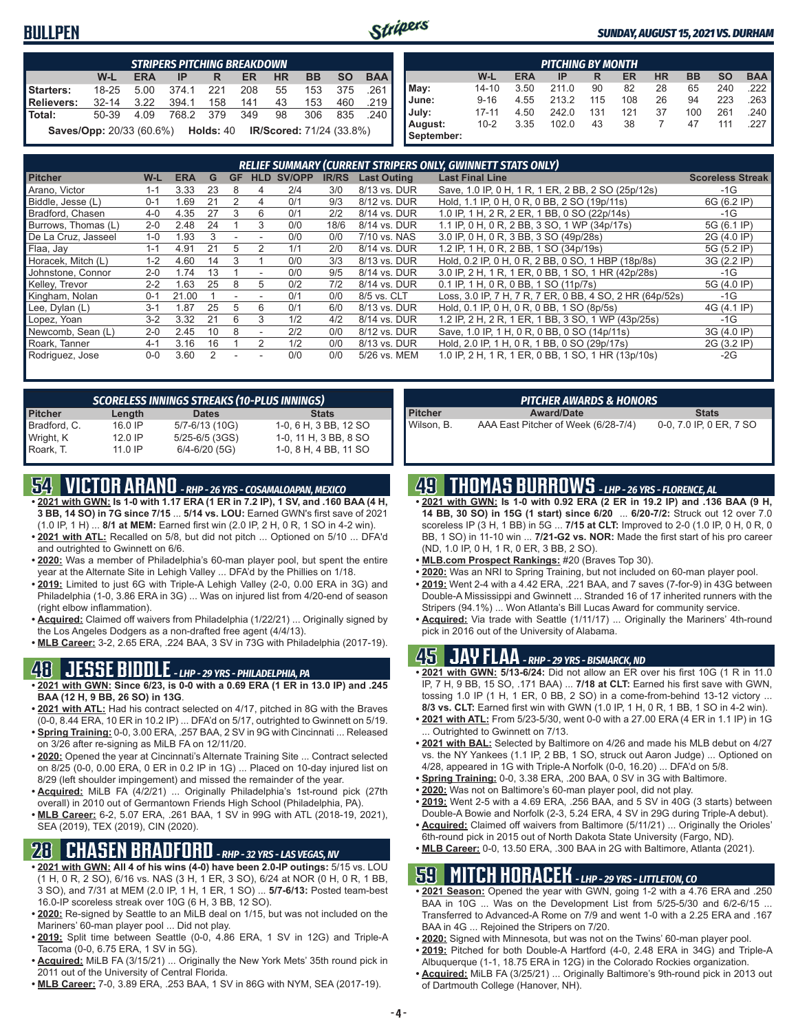# BULLPEN

**SUNDAY, AUGUST 15, 2021 VS. DURHAM**

| STRIPERS PITCHING BREAKDOWN | W-L | ERA | IP | R | ER | HR | BB | SO | BAA |
|---|---|---|---|---|---|---|---|---|---|
| Starters: | 18-25 | 5.00 | 374.1 | 221 | 208 | 55 | 153 | 375 | .261 |
| Relievers: | 32-14 | 3.22 | 394.1 | 158 | 141 | 43 | 153 | 460 | .219 |
| Total: | 50-39 | 4.09 | 768.2 | 379 | 349 | 98 | 306 | 835 | .240 |

**Saves/Opp:** 20/33 (60.6%) **Holds:** 40 **IR/Scored:** 71/24 (33.8%)

| PITCHING BY MONTH | W-L | ERA | IP | R | ER | HR | BB | SO | BAA |
|---|---|---|---|---|---|---|---|---|---|
| May: | 14-10 | 3.50 | 211.0 | 90 | 82 | 28 | 65 | 240 | .222 |
| June: | 9-16 | 4.55 | 213.2 | 115 | 108 | 26 | 94 | 223 | .263 |
| July: | 17-11 | 4.50 | 242.0 | 131 | 121 | 37 | 100 | 261 | .240 |
| August: | 10-2 | 3.35 | 102.0 | 43 | 38 | 7 | 47 | 111 | .227 |
| September: | | | | | | | | | |

## RELIEF SUMMARY (CURRENT STRIPERS ONLY, GWINNETT STATS ONLY)

| Pitcher | W-L | ERA | G | GF | HLD | SV/OPP | IR/RS | Last Outing | Last Final Line | Scoreless Streak |
|---|---|---|---|---|---|---|---|---|---|---|
| Arano, Victor | 1-1 | 3.33 | 23 | 8 | 4 | 2/4 | 3/0 | 8/13 vs. DUR | Save, 1.0 IP, 0 H, 1 R, 1 ER, 2 BB, 2 SO (25p/12s) | -1G |
| Biddle, Jesse (L) | 0-1 | 1.69 | 21 | 2 | 4 | 0/1 | 9/3 | 8/12 vs. DUR | Hold, 1.1 IP, 0 H, 0 R, 0 BB, 2 SO (19p/11s) | 6G (6.2 IP) |
| Bradford, Chasen | 4-0 | 4.35 | 27 | 3 | 6 | 0/1 | 2/2 | 8/14 vs. DUR | 1.0 IP, 1 H, 2 R, 2 ER, 1 BB, 0 SO (22p/14s) | -1G |
| Burrows, Thomas (L) | 2-0 | 2.48 | 24 | 1 | 3 | 0/0 | 18/6 | 8/14 vs. DUR | 1.1 IP, 0 H, 0 R, 2 BB, 3 SO, 1 WP (34p/17s) | 5G (6.1 IP) |
| De La Cruz, Jasseel | 1-0 | 1.93 | 3 | - | - | 0/0 | 0/0 | 7/10 vs. NAS | 3.0 IP, 0 H, 0 R, 3 BB, 3 SO (49p/28s) | 2G (4.0 IP) |
| Flaa, Jay | 1-1 | 4.91 | 21 | 5 | 2 | 1/1 | 2/0 | 8/14 vs. DUR | 1.2 IP, 1 H, 0 R, 2 BB, 1 SO (34p/19s) | 5G (5.2 IP) |
| Horacek, Mitch (L) | 1-2 | 4.60 | 14 | 3 | 1 | 0/0 | 3/3 | 8/13 vs. DUR | Hold, 0.2 IP, 0 H, 0 R, 2 BB, 0 SO, 1 HBP (18p/8s) | 3G (2.2 IP) |
| Johnstone, Connor | 2-0 | 1.74 | 13 | 1 | - | 0/0 | 9/5 | 8/14 vs. DUR | 3.0 IP, 2 H, 1 R, 1 ER, 0 BB, 1 SO, 1 HR (42p/28s) | -1G |
| Kelley, Trevor | 2-2 | 1.63 | 25 | 8 | 5 | 0/2 | 7/2 | 8/14 vs. DUR | 0.1 IP, 1 H, 0 R, 0 BB, 1 SO (11p/7s) | 5G (4.0 IP) |
| Kingham, Nolan | 0-1 | 21.00 | 1 | - | - | 0/1 | 0/0 | 8/5 vs. CLT | Loss, 3.0 IP, 7 H, 7 R, 7 ER, 0 BB, 4 SO, 2 HR (64p/52s) | -1G |
| Lee, Dylan (L) | 3-1 | 1.87 | 25 | 5 | 6 | 0/1 | 6/0 | 8/13 vs. DUR | Hold, 0.1 IP, 0 H, 0 R, 0 BB, 1 SO (8p/5s) | 4G (4.1 IP) |
| Lopez, Yoan | 3-2 | 3.32 | 21 | 6 | 3 | 1/2 | 4/2 | 8/14 vs. DUR | 1.2 IP, 2 H, 2 R, 1 ER, 1 BB, 3 SO, 1 WP (43p/25s) | -1G |
| Newcomb, Sean (L) | 2-0 | 2.45 | 10 | 8 | - | 2/2 | 0/0 | 8/12 vs. DUR | Save, 1.0 IP, 1 H, 0 R, 0 BB, 0 SO (14p/11s) | 3G (4.0 IP) |
| Roark, Tanner | 4-1 | 3.16 | 16 | 1 | 2 | 1/2 | 0/0 | 8/13 vs. DUR | Hold, 2.0 IP, 1 H, 0 R, 1 BB, 0 SO (29p/17s) | 2G (3.2 IP) |
| Rodriguez, Jose | 0-0 | 3.60 | 2 | - | - | 0/0 | 0/0 | 5/26 vs. MEM | 1.0 IP, 2 H, 1 R, 1 ER, 0 BB, 1 SO, 1 HR (13p/10s) | -2G |

## SCORELESS INNINGS STREAKS (10-PLUS INNINGS)

| Pitcher | Length | Dates | Stats |
|---|---|---|---|
| Bradford, C. | 16.0 IP | 5/7-6/13 (10G) | 1-0, 6 H, 3 BB, 12 SO |
| Wright, K | 12.0 IP | 5/25-6/5 (3GS) | 1-0, 11 H, 3 BB, 8 SO |
| Roark, T. | 11.0 IP | 6/4-6/20 (5G) | 1-0, 8 H, 4 BB, 11 SO |

## PITCHER AWARDS & HONORS

| Pitcher | Award/Date | Stats |
|---|---|---|
| Wilson, B. | AAA East Pitcher of Week (6/28-7/4) | 0-0, 7.0 IP, 0 ER, 7 SO |

## 54 VICTOR ARANO - RHP - 26 YRS - COSAMALOAPAN, MEXICO

- **2021 with GWN: Is 1-0 with 1.17 ERA (1 ER in 7.2 IP), 1 SV, and .160 BAA (4 H, 3 BB, 14 SO) in 7G since 7/15** ... **5/14 vs. LOU:** Earned GWN's first save of 2021 (1.0 IP, 1 H) ... **8/1 at MEM:** Earned first win (2.0 IP, 2 H, 0 R, 1 SO in 4-2 win).
- **2021 with ATL:** Recalled on 5/8, but did not pitch ... Optioned on 5/10 ... DFA'd and outrighted to Gwinnett on 6/6.
- **2020:** Was a member of Philadelphia's 60-man player pool, but spent the entire year at the Alternate Site in Lehigh Valley ... DFA'd by the Phillies on 1/18.
- **2019:** Limited to just 6G with Triple-A Lehigh Valley (2-0, 0.00 ERA in 3G) and Philadelphia (1-0, 3.86 ERA in 3G) ... Was on injured list from 4/20-end of season (right elbow inflammation).
- **Acquired:** Claimed off waivers from Philadelphia (1/22/21) ... Originally signed by the Los Angeles Dodgers as a non-drafted free agent (4/4/13).
- **MLB Career:** 3-2, 2.65 ERA, .224 BAA, 3 SV in 73G with Philadelphia (2017-19).

## 48 JESSE BIDDLE - LHP - 29 YRS - PHILADELPHIA, PA

- **2021 with GWN: Since 6/23, is 0-0 with a 0.69 ERA (1 ER in 13.0 IP) and .245 BAA (12 H, 9 BB, 26 SO) in 13G**.
- **2021 with ATL:** Had his contract selected on 4/17, pitched in 8G with the Braves (0-0, 8.44 ERA, 10 ER in 10.2 IP) ... DFA'd on 5/17, outrighted to Gwinnett on 5/19.
- **Spring Training:** 0-0, 3.00 ERA, .257 BAA, 2 SV in 9G with Cincinnati ... Released on 3/26 after re-signing as MiLB FA on 12/11/20.
- **2020:** Opened the year at Cincinnati's Alternate Training Site ... Contract selected on 8/25 (0-0, 0.00 ERA, 0 ER in 0.2 IP in 1G) ... Placed on 10-day injured list on 8/29 (left shoulder impingement) and missed the remainder of the year.
- **Acquired:** MiLB FA (4/2/21) ... Originally Philadelphia's 1st-round pick (27th overall) in 2010 out of Germantown Friends High School (Philadelphia, PA).
- **MLB Career:** 6-2, 5.07 ERA, .261 BAA, 1 SV in 99G with ATL (2018-19, 2021), SEA (2019), TEX (2019), CIN (2020).

## 28 CHASEN BRADFORD - RHP - 32 YRS - LAS VEGAS, NV

- **2021 with GWN: All 4 of his wins (4-0) have been 2.0-IP outings:** 5/15 vs. LOU (1 H, 0 R, 2 SO), 6/16 vs. NAS (3 H, 1 ER, 3 SO), 6/24 at NOR (0 H, 0 R, 1 BB, 3 SO), and 7/31 at MEM (2.0 IP, 1 H, 1 ER, 1 SO) ... **5/7-6/13:** Posted team-best 16.0-IP scoreless streak over 10G (6 H, 3 BB, 12 SO).
- **2020:** Re-signed by Seattle to an MiLB deal on 1/15, but was not included on the Mariners' 60-man player pool ... Did not play.
- **2019:** Split time between Seattle (0-0, 4.86 ERA, 1 SV in 12G) and Triple-A Tacoma (0-0, 6.75 ERA, 1 SV in 5G).
- **Acquired:** MiLB FA (3/15/21) ... Originally the New York Mets' 35th round pick in 2011 out of the University of Central Florida.
- **MLB Career:** 7-0, 3.89 ERA, .253 BAA, 1 SV in 86G with NYM, SEA (2017-19).

## 49 THOMAS BURROWS - LHP - 26 YRS - FLORENCE, AL

- **2021 with GWN: Is 1-0 with 0.92 ERA (2 ER in 19.2 IP) and .136 BAA (9 H, 14 BB, 30 SO) in 15G (1 start) since 6/20** ... **6/20-7/2:** Struck out 12 over 7.0 scoreless IP (3 H, 1 BB) in 5G ... **7/15 at CLT:** Improved to 2-0 (1.0 IP, 0 H, 0 R, 0 BB, 1 SO) in 11-10 win ... **7/21-G2 vs. NOR:** Made the first start of his pro career (ND, 1.0 IP, 0 H, 1 R, 0 ER, 3 BB, 2 SO).
- **MLB.com Prospect Rankings:** #20 (Braves Top 30).
- **2020:** Was an NRI to Spring Training, but not included on 60-man player pool.
- **2019:** Went 2-4 with a 4.42 ERA, .221 BAA, and 7 saves (7-for-9) in 43G between Double-A Mississippi and Gwinnett ... Stranded 16 of 17 inherited runners with the Stripers (94.1%) ... Won Atlanta's Bill Lucas Award for community service.
- **Acquired:** Via trade with Seattle (1/11/17) ... Originally the Mariners' 4th-round pick in 2016 out of the University of Alabama.

## 45 JAY FLAA - RHP - 29 YRS - BISMARCK, ND

- **2021 with GWN: 5/13-6/24:** Did not allow an ER over his first 10G (1 R in 11.0 IP, 7 H, 9 BB, 15 SO, .171 BAA) ... **7/18 at CLT:** Earned his first save with GWN, tossing 1.0 IP (1 H, 1 ER, 0 BB, 2 SO) in a come-from-behind 13-12 victory ... **8/3 vs. CLT:** Earned first win with GWN (1.0 IP, 1 H, 0 R, 1 BB, 1 SO in 4-2 win).
- **2021 with ATL:** From 5/23-5/30, went 0-0 with a 27.00 ERA (4 ER in 1.1 IP) in 1G ... Outrighted to Gwinnett on 7/13.
- **2021 with BAL:** Selected by Baltimore on 4/26 and made his MLB debut on 4/27 vs. the NY Yankees (1.1 IP, 2 BB, 1 SO, struck out Aaron Judge) ... Optioned on 4/28, appeared in 1G with Triple-A Norfolk (0-0, 16.20) ... DFA'd on 5/8.
- **Spring Training:** 0-0, 3.38 ERA, .200 BAA, 0 SV in 3G with Baltimore.
- **2020:** Was not on Baltimore's 60-man player pool, did not play.
- **2019:** Went 2-5 with a 4.69 ERA, .256 BAA, and 5 SV in 40G (3 starts) between Double-A Bowie and Norfolk (2-3, 5.24 ERA, 4 SV in 29G during Triple-A debut).
- **Acquired:** Claimed off waivers from Baltimore (5/11/21) ... Originally the Orioles' 6th-round pick in 2015 out of North Dakota State University (Fargo, ND).
- **MLB Career:** 0-0, 13.50 ERA, .300 BAA in 2G with Baltimore, Atlanta (2021).

## 59 MITCH HORACEK - LHP - 29 YRS - LITTLETON, CO

- **2021 Season:** Opened the year with GWN, going 1-2 with a 4.76 ERA and .250 BAA in 10G ... Was on the Development List from 5/25-5/30 and 6/2-6/15 ... Transferred to Advanced-A Rome on 7/9 and went 1-0 with a 2.25 ERA and .167 BAA in 4G ... Rejoined the Stripers on 7/20.
- **2020:** Signed with Minnesota, but was not on the Twins' 60-man player pool.
- **2019:** Pitched for both Double-A Hartford (4-0, 2.48 ERA in 34G) and Triple-A Albuquerque (1-1, 18.75 ERA in 12G) in the Colorado Rockies organization.
- **Acquired:** MiLB FA (3/25/21) ... Originally Baltimore's 9th-round pick in 2013 out of Dartmouth College (Hanover, NH).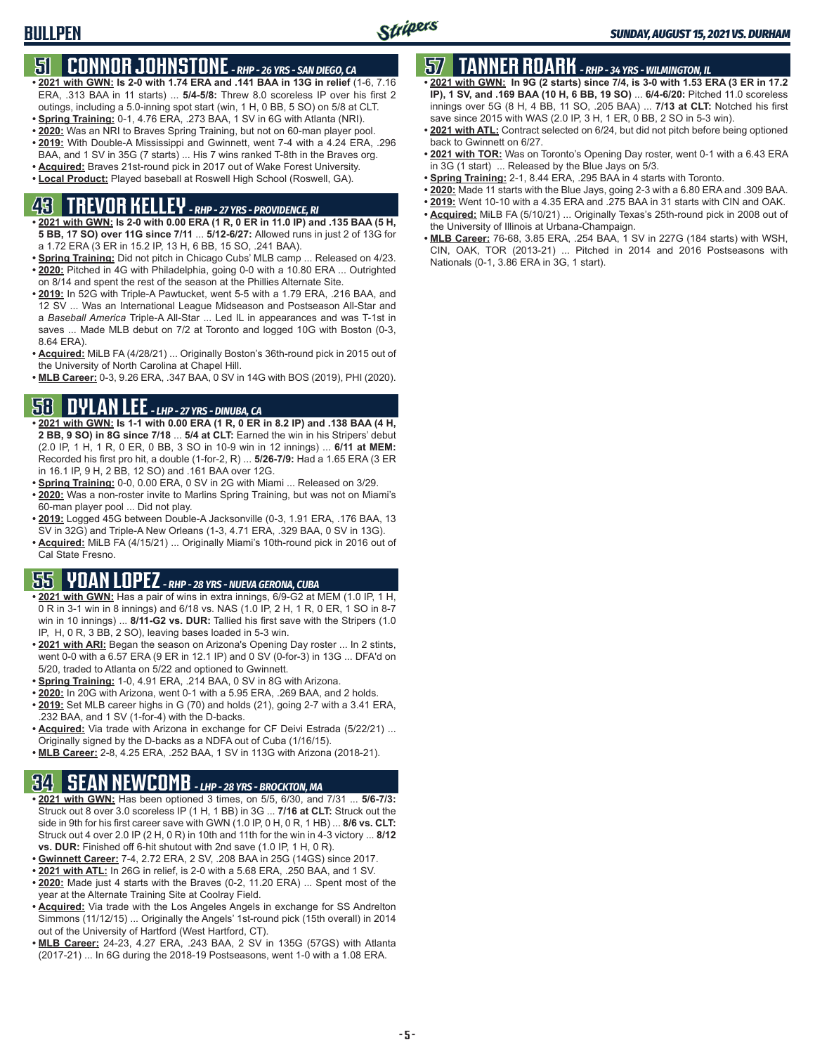## 51 CONNOR JOHNSTONE - RHP - 26 YRS - SAN DIEGO, CA

- **2021 with GWN: Is 2-0 with 1.74 ERA and .141 BAA in 13G in relief** (1-6, 7.16 ERA, .313 BAA in 11 starts) ... **5/4-5/8:** Threw 8.0 scoreless IP over his first 2 outings, including a 5.0-inning spot start (win, 1 H, 0 BB, 5 SO) on 5/8 at CLT.
- **Spring Training:** 0-1, 4.76 ERA, .273 BAA, 1 SV in 6G with Atlanta (NRI).
- **2020:** Was an NRI to Braves Spring Training, but not on 60-man player pool.
- **2019:** With Double-A Mississippi and Gwinnett, went 7-4 with a 4.24 ERA, .296 BAA, and 1 SV in 35G (7 starts) ... His 7 wins ranked T-8th in the Braves org.
- **Acquired:** Braves 21st-round pick in 2017 out of Wake Forest University.
- **Local Product:** Played baseball at Roswell High School (Roswell, GA).

## 43 TREVOR KELLEY - RHP - 27 YRS - PROVIDENCE, RI

- **2021 with GWN: Is 2-0 with 0.00 ERA (1 R, 0 ER in 11.0 IP) and .135 BAA (5 H, 5 BB, 17 SO) over 11G since 7/11** ... **5/12-6/27:** Allowed runs in just 2 of 13G for a 1.72 ERA (3 ER in 15.2 IP, 13 H, 6 BB, 15 SO, .241 BAA).
- **Spring Training:** Did not pitch in Chicago Cubs' MLB camp ... Released on 4/23.
- **2020:** Pitched in 4G with Philadelphia, going 0-0 with a 10.80 ERA ... Outrighted on 8/14 and spent the rest of the season at the Phillies Alternate Site.
- **2019:** In 52G with Triple-A Pawtucket, went 5-5 with a 1.79 ERA, .216 BAA, and 12 SV ... Was an International League Midseason and Postseason All-Star and a *Baseball America* Triple-A All-Star ... Led IL in appearances and was T-1st in saves ... Made MLB debut on 7/2 at Toronto and logged 10G with Boston (0-3, 8.64 ERA).
- **Acquired:** MiLB FA (4/28/21) ... Originally Boston's 36th-round pick in 2015 out of the University of North Carolina at Chapel Hill.
- **MLB Career:** 0-3, 9.26 ERA, .347 BAA, 0 SV in 14G with BOS (2019), PHI (2020).

## 58 DYLAN LEE - LHP - 27 YRS - DINUBA, CA

- **2021 with GWN: Is 1-1 with 0.00 ERA (1 R, 0 ER in 8.2 IP) and .138 BAA (4 H, 2 BB, 9 SO) in 8G since 7/18** ... **5/4 at CLT:** Earned the win in his Stripers' debut (2.0 IP, 1 H, 1 R, 0 ER, 0 BB, 3 SO in 10-9 win in 12 innings) ... **6/11 at MEM:** Recorded his first pro hit, a double (1-for-2, R) ... **5/26-7/9:** Had a 1.65 ERA (3 ER in 16.1 IP, 9 H, 2 BB, 12 SO) and .161 BAA over 12G.
- **Spring Training:** 0-0, 0.00 ERA, 0 SV in 2G with Miami ... Released on 3/29.
- **2020:** Was a non-roster invite to Marlins Spring Training, but was not on Miami's 60-man player pool ... Did not play.
- **2019:** Logged 45G between Double-A Jacksonville (0-3, 1.91 ERA, .176 BAA, 13 SV in 32G) and Triple-A New Orleans (1-3, 4.71 ERA, .329 BAA, 0 SV in 13G).
- **Acquired:** MiLB FA (4/15/21) ... Originally Miami's 10th-round pick in 2016 out of Cal State Fresno.

## 55 YOAN LOPEZ - RHP - 28 YRS - NUEVA GERONA, CUBA

- **2021 with GWN:** Has a pair of wins in extra innings, 6/9-G2 at MEM (1.0 IP, 1 H, 0 R in 3-1 win in 8 innings) and 6/18 vs. NAS (1.0 IP, 2 H, 1 R, 0 ER, 1 SO in 8-7 win in 10 innings) ... **8/11-G2 vs. DUR:** Tallied his first save with the Stripers (1.0 IP, H, 0 R, 3 BB, 2 SO), leaving bases loaded in 5-3 win.
- **2021 with ARI:** Began the season on Arizona's Opening Day roster ... In 2 stints, went 0-0 with a 6.57 ERA (9 ER in 12.1 IP) and 0 SV (0-for-3) in 13G ... DFA'd on 5/20, traded to Atlanta on 5/22 and optioned to Gwinnett.
- **Spring Training:** 1-0, 4.91 ERA, .214 BAA, 0 SV in 8G with Arizona.
- **2020:** In 20G with Arizona, went 0-1 with a 5.95 ERA, .269 BAA, and 2 holds.
- **2019:** Set MLB career highs in G (70) and holds (21), going 2-7 with a 3.41 ERA, .232 BAA, and 1 SV (1-for-4) with the D-backs.
- **Acquired:** Via trade with Arizona in exchange for CF Deivi Estrada (5/22/21) ... Originally signed by the D-backs as a NDFA out of Cuba (1/16/15).
- **MLB Career:** 2-8, 4.25 ERA, .252 BAA, 1 SV in 113G with Arizona (2018-21).

## 34 SEAN NEWCOMB - LHP - 28 YRS - BROCKTON, MA

- **2021 with GWN:** Has been optioned 3 times, on 5/5, 6/30, and 7/31 ... **5/6-7/3:** Struck out 8 over 3.0 scoreless IP (1 H, 1 BB) in 3G ... **7/16 at CLT:** Struck out the side in 9th for his first career save with GWN (1.0 IP, 0 H, 0 R, 1 HB) ... **8/6 vs. CLT:** Struck out 4 over 2.0 IP (2 H, 0 R) in 10th and 11th for the win in 4-3 victory ... **8/12 vs. DUR:** Finished off 6-hit shutout with 2nd save (1.0 IP, 1 H, 0 R).
- **Gwinnett Career:** 7-4, 2.72 ERA, 2 SV, .208 BAA in 25G (14GS) since 2017.
- **2021 with ATL:** In 26G in relief, is 2-0 with a 5.68 ERA, .250 BAA, and 1 SV.
- **2020:** Made just 4 starts with the Braves (0-2, 11.20 ERA) ... Spent most of the year at the Alternate Training Site at Coolray Field.
- **Acquired:** Via trade with the Los Angeles Angels in exchange for SS Andrelton Simmons (11/12/15) ... Originally the Angels' 1st-round pick (15th overall) in 2014 out of the University of Hartford (West Hartford, CT).
- **MLB Career:** 24-23, 4.27 ERA, .243 BAA, 2 SV in 135G (57GS) with Atlanta (2017-21) ... In 6G during the 2018-19 Postseasons, went 1-0 with a 1.08 ERA.

## 57 TANNER ROARK - RHP - 34 YRS - WILMINGTON, IL

- **2021 with GWN: In 9G (2 starts) since 7/4, is 3-0 with 1.53 ERA (3 ER in 17.2 IP), 1 SV, and .169 BAA (10 H, 6 BB, 19 SO)** ... **6/4-6/20:** Pitched 11.0 scoreless innings over 5G (8 H, 4 BB, 11 SO, .205 BAA) ... **7/13 at CLT:** Notched his first save since 2015 with WAS (2.0 IP, 3 H, 1 ER, 0 BB, 2 SO in 5-3 win).
- **2021 with ATL:** Contract selected on 6/24, but did not pitch before being optioned back to Gwinnett on 6/27.
- **2021 with TOR:** Was on Toronto's Opening Day roster, went 0-1 with a 6.43 ERA in 3G (1 start) ... Released by the Blue Jays on 5/3.
- **Spring Training:** 2-1, 8.44 ERA, .295 BAA in 4 starts with Toronto.
- **2020:** Made 11 starts with the Blue Jays, going 2-3 with a 6.80 ERA and .309 BAA.
- **2019:** Went 10-10 with a 4.35 ERA and .275 BAA in 31 starts with CIN and OAK.
- **Acquired:** MiLB FA (5/10/21) ... Originally Texas's 25th-round pick in 2008 out of the University of Illinois at Urbana-Champaign.
- **MLB Career:** 76-68, 3.85 ERA, .254 BAA, 1 SV in 227G (184 starts) with WSH, CIN, OAK, TOR (2013-21) ... Pitched in 2014 and 2016 Postseasons with Nationals (0-1, 3.86 ERA in 3G, 1 start).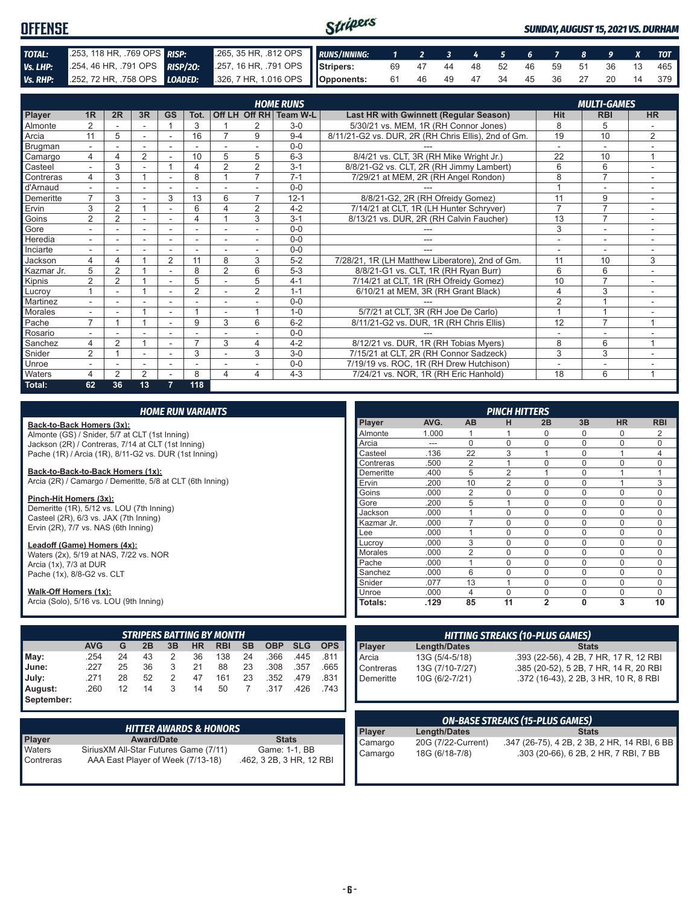# OFFENSE

*SUNDAY, AUGUST 15, 2021 VS. DURHAM*

| | | | |
|---|---|---|---|
| **TOTAL:** | .253, 118 HR, .769 OPS | **RISP:** | .265, 35 HR, .812 OPS |
| **Vs. LHP:** | .254, 46 HR, .791 OPS | **RISP/2O:** | .257, 16 HR, .791 OPS |
| **Vs. RHP:** | .252, 72 HR, .758 OPS | **LOADED:** | .326, 7 HR, 1.016 OPS |

| RUNS/INNING: | 1 | 2 | 3 | 4 | 5 | 6 | 7 | 8 | 9 | X | TOT |
|---|---|---|---|---|---|---|---|---|---|---|---|
| Stripers: | 69 | 47 | 44 | 48 | 52 | 46 | 59 | 51 | 36 | 13 | 465 |
| Opponents: | 61 | 46 | 49 | 47 | 34 | 45 | 36 | 27 | 20 | 14 | 379 |

## HOME RUNS / MULTI-GAMES

| Player | 1R | 2R | 3R | GS | Tot. | Off LH | Off RH | Team W-L | Last HR with Gwinnett (Regular Season) | Hit | RBI | HR |
|---|---|---|---|---|---|---|---|---|---|---|---|---|
| Almonte | 2 | - | - | 1 | 3 | 1 | 2 | 3-0 | 5/30/21 vs. MEM, 1R (RH Connor Jones) | 8 | 5 | - |
| Arcia | 11 | 5 | - | - | 16 | 7 | 9 | 9-4 | 8/11/21-G2 vs. DUR, 2R (RH Chris Ellis), 2nd of Gm. | 19 | 10 | 2 |
| Brugman | - | - | - | - | - | - | - | 0-0 | --- | - | - | - |
| Camargo | 4 | 4 | 2 | - | 10 | 5 | 5 | 6-3 | 8/4/21 vs. CLT, 3R (RH Mike Wright Jr.) | 22 | 10 | 1 |
| Casteel | - | 3 | - | 1 | 4 | 2 | 2 | 3-1 | 8/8/21-G2 vs. CLT, 2R (RH Jimmy Lambert) | 6 | 6 | - |
| Contreras | 4 | 3 | 1 | - | 8 | 1 | 7 | 7-1 | 7/29/21 at MEM, 2R (RH Angel Rondon) | 8 | 7 | - |
| d'Arnaud | - | - | - | - | - | - | - | 0-0 | --- | 1 | - | - |
| Demeritte | 7 | 3 | - | 3 | 13 | 6 | 7 | 12-1 | 8/8/21-G2, 2R (RH Ofreidy Gomez) | 11 | 9 | - |
| Ervin | 3 | 2 | 1 | - | 6 | 4 | 2 | 4-2 | 7/14/21 at CLT, 1R (LH Hunter Schryver) | 7 | 7 | - |
| Goins | 2 | 2 | - | - | 4 | 1 | 3 | 3-1 | 8/13/21 vs. DUR, 2R (RH Calvin Faucher) | 13 | 7 | - |
| Gore | - | - | - | - | - | - | - | 0-0 | --- | 3 | - | - |
| Heredia | - | - | - | - | - | - | - | 0-0 | --- | - | - | - |
| Inciarte | - | - | - | - | - | - | - | 0-0 | --- | - | - | - |
| Jackson | 4 | 4 | 1 | 2 | 11 | 8 | 3 | 5-2 | 7/28/21, 1R (LH Matthew Liberatore), 2nd of Gm. | 11 | 10 | 3 |
| Kazmar Jr. | 5 | 2 | 1 | - | 8 | 2 | 6 | 5-3 | 8/8/21-G1 vs. CLT, 1R (RH Ryan Burr) | 6 | 6 | - |
| Kipnis | 2 | 2 | 1 | - | 5 | - | 5 | 4-1 | 7/14/21 at CLT, 1R (RH Ofreidy Gomez) | 10 | 7 | - |
| Lucroy | 1 | - | 1 | - | 2 | - | 2 | 1-1 | 6/10/21 at MEM, 3R (RH Grant Black) | 4 | 3 | - |
| Martinez | - | - | - | - | - | - | - | 0-0 | --- | 2 | 1 | - |
| Morales | - | - | 1 | - | 1 | - | 1 | 1-0 | 5/7/21 at CLT, 3R (RH Joe De Carlo) | 1 | 1 | - |
| Pache | 7 | 1 | 1 | - | 9 | 3 | 6 | 6-2 | 8/11/21-G2 vs. DUR, 1R (RH Chris Ellis) | 12 | 7 | 1 |
| Rosario | - | - | - | - | - | - | - | 0-0 | --- | - | - | - |
| Sanchez | 4 | 2 | 1 | - | 7 | 3 | 4 | 4-2 | 8/12/21 vs. DUR, 1R (RH Tobias Myers) | 8 | 6 | 1 |
| Snider | 2 | 1 | - | - | 3 | - | 3 | 3-0 | 7/15/21 at CLT, 2R (RH Connor Sadzeck) | 3 | 3 | - |
| Unroe | - | - | - | - | - | - | - | 0-0 | 7/19/19 vs. ROC, 1R (RH Drew Hutchison) | - | - | - |
| Waters | 4 | 2 | 2 | - | 8 | 4 | 4 | 4-3 | 7/24/21 vs. NOR, 1R (RH Eric Hanhold) | 18 | 6 | 1 |
| **Total:** | **62** | **36** | **13** | **7** | **118** | | | | | | | |

## HOME RUN VARIANTS

**Back-to-Back Homers (3x):**
Almonte (GS) / Snider, 5/7 at CLT (1st Inning)
Jackson (2R) / Contreras, 7/14 at CLT (1st Inning)
Pache (1R) / Arcia (1R), 8/11-G2 vs. DUR (1st Inning)

**Back-to-Back-to-Back Homers (1x):**
Arcia (2R) / Camargo / Demeritte, 5/8 at CLT (6th Inning)

**Pinch-Hit Homers (3x):**
Demeritte (1R), 5/12 vs. LOU (7th Inning)
Casteel (2R), 6/3 vs. JAX (7th Inning)
Ervin (2R), 7/7 vs. NAS (6th Inning)

**Leadoff (Game) Homers (4x):**
Waters (2x), 5/19 at NAS, 7/22 vs. NOR
Arcia (1x), 7/3 at DUR
Pache (1x), 8/8-G2 vs. CLT

**Walk-Off Homers (1x):**
Arcia (Solo), 5/16 vs. LOU (9th Inning)

## PINCH HITTERS

| Player | AVG. | AB | H | 2B | 3B | HR | RBI |
|---|---|---|---|---|---|---|---|
| Almonte | 1.000 | 1 | 1 | 0 | 0 | 0 | 2 |
| Arcia | --- | 0 | 0 | 0 | 0 | 0 | 0 |
| Casteel | .136 | 22 | 3 | 1 | 0 | 1 | 4 |
| Contreras | .500 | 2 | 1 | 0 | 0 | 0 | 0 |
| Demeritte | .400 | 5 | 2 | 1 | 0 | 1 | 1 |
| Ervin | .200 | 10 | 2 | 0 | 0 | 1 | 3 |
| Goins | .000 | 2 | 0 | 0 | 0 | 0 | 0 |
| Gore | .200 | 5 | 1 | 0 | 0 | 0 | 0 |
| Jackson | .000 | 1 | 0 | 0 | 0 | 0 | 0 |
| Kazmar Jr. | .000 | 7 | 0 | 0 | 0 | 0 | 0 |
| Lee | .000 | 1 | 0 | 0 | 0 | 0 | 0 |
| Lucroy | .000 | 3 | 0 | 0 | 0 | 0 | 0 |
| Morales | .000 | 2 | 0 | 0 | 0 | 0 | 0 |
| Pache | .000 | 1 | 0 | 0 | 0 | 0 | 0 |
| Sanchez | .000 | 6 | 0 | 0 | 0 | 0 | 0 |
| Snider | .077 | 13 | 1 | 0 | 0 | 0 | 0 |
| Unroe | .000 | 4 | 0 | 0 | 0 | 0 | 0 |
| **Totals:** | **.129** | **85** | **11** | **2** | **0** | **3** | **10** |

## STRIPERS BATTING BY MONTH

| | AVG | G | 2B | 3B | HR | RBI | SB | OBP | SLG | OPS |
|---|---|---|---|---|---|---|---|---|---|---|
| May: | .254 | 24 | 43 | 2 | 36 | 138 | 24 | .366 | .445 | .811 |
| June: | .227 | 25 | 36 | 3 | 21 | 88 | 23 | .308 | .357 | .665 |
| July: | .271 | 28 | 52 | 2 | 47 | 161 | 23 | .352 | .479 | .831 |
| August: | .260 | 12 | 14 | 3 | 14 | 50 | 7 | .317 | .426 | .743 |
| September: | | | | | | | | | | |

## HITTING STREAKS (10-PLUS GAMES)

| Player | Length/Dates | Stats |
|---|---|---|
| Arcia | 13G (5/4-5/18) | .393 (22-56), 4 2B, 7 HR, 17 R, 12 RBI |
| Contreras | 13G (7/10-7/27) | .385 (20-52), 5 2B, 7 HR, 14 R, 20 RBI |
| Demeritte | 10G (6/2-7/21) | .372 (16-43), 2 2B, 3 HR, 10 R, 8 RBI |

## HITTER AWARDS & HONORS

| Player | Award/Date | Stats |
|---|---|---|
| Waters | SiriusXM All-Star Futures Game (7/11) | Game: 1-1, BB |
| Contreras | AAA East Player of Week (7/13-18) | .462, 3 2B, 3 HR, 12 RBI |

## ON-BASE STREAKS (15-PLUS GAMES)

| Player | Length/Dates | Stats |
|---|---|---|
| Camargo | 20G (7/22-Current) | .347 (26-75), 4 2B, 2 3B, 2 HR, 14 RBI, 6 BB |
| Camargo | 18G (6/18-7/8) | .303 (20-66), 6 2B, 2 HR, 7 RBI, 7 BB |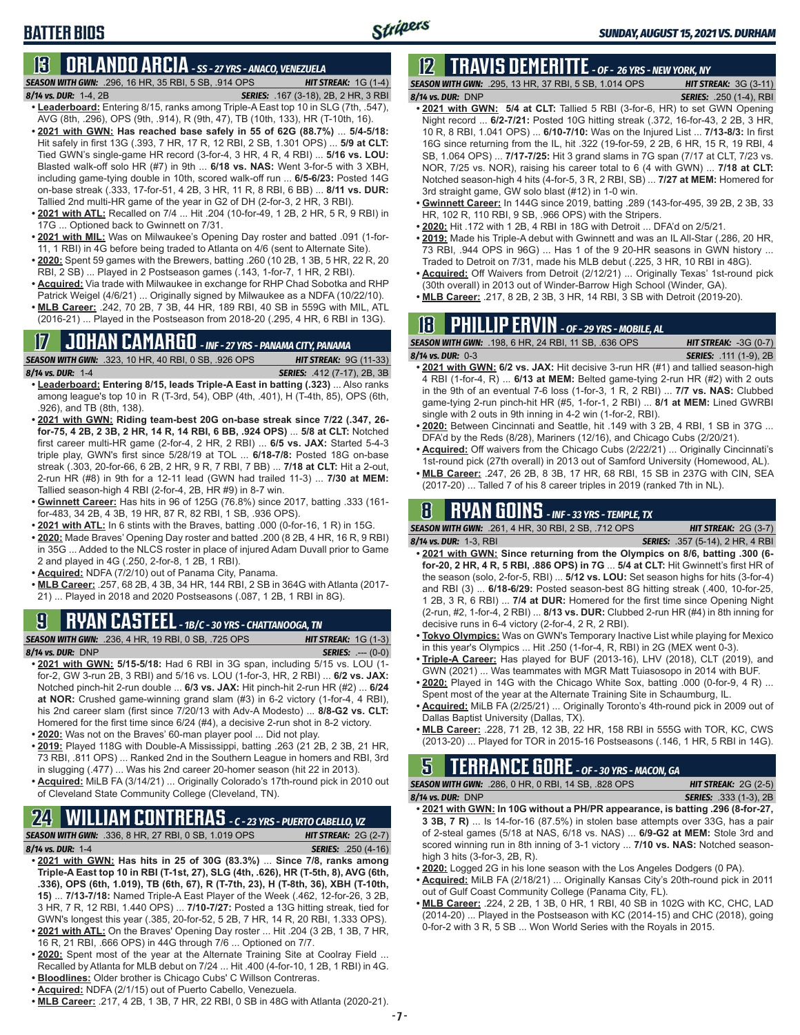# BATTER BIOS

## 13 ORLANDO ARCIA - SS - 27 YRS - ANACO, VENEZUELA

**SEASON WITH GWN:** .296, 16 HR, 35 RBI, 5 SB, .914 OPS — **HIT STREAK:** 1G (1-4)
**8/14 vs. DUR:** 1-4, 2B — **SERIES:** .167 (3-18), 2B, 2 HR, 3 RBI

- **Leaderboard:** Entering 8/15, ranks among Triple-A East top 10 in SLG (7th, .547), AVG (8th, .296), OPS (9th, .914), R (9th, 47), TB (10th, 133), HR (T-10th, 16).
- **2021 with GWN: Has reached base safely in 55 of 62G (88.7%)** ... **5/4-5/18:** Hit safely in first 13G (.393, 7 HR, 17 R, 12 RBI, 2 SB, 1.301 OPS) ... **5/9 at CLT:** Tied GWN's single-game HR record (3-for-4, 3 HR, 4 R, 4 RBI) ... **5/16 vs. LOU:** Blasted walk-off solo HR (#7) in 9th ... **6/18 vs. NAS:** Went 3-for-5 with 3 XBH, including game-tying double in 10th, scored walk-off run ... **6/5-6/23:** Posted 14G on-base streak (.333, 17-for-51, 4 2B, 3 HR, 11 R, 8 RBI, 6 BB) ... **8/11 vs. DUR:** Tallied 2nd multi-HR game of the year in G2 of DH (2-for-3, 2 HR, 3 RBI).
- **2021 with ATL:** Recalled on 7/4 ... Hit .204 (10-for-49, 1 2B, 2 HR, 5 R, 9 RBI) in 17G ... Optioned back to Gwinnett on 7/31.
- **2021 with MIL:** Was on Milwaukee's Opening Day roster and batted .091 (1-for-11, 1 RBI) in 4G before being traded to Atlanta on 4/6 (sent to Alternate Site).
- **2020:** Spent 59 games with the Brewers, batting .260 (10 2B, 1 3B, 5 HR, 22 R, 20 RBI, 2 SB) ... Played in 2 Postseason games (.143, 1-for-7, 1 HR, 2 RBI).
- **Acquired:** Via trade with Milwaukee in exchange for RHP Chad Sobotka and RHP Patrick Weigel (4/6/21) ... Originally signed by Milwaukee as a NDFA (10/22/10).
- **MLB Career:** .242, 70 2B, 7 3B, 44 HR, 189 RBI, 40 SB in 559G with MIL, ATL (2016-21) ... Played in the Postseason from 2018-20 (.295, 4 HR, 6 RBI in 13G).

## 17 JOHAN CAMARGO - INF - 27 YRS - PANAMA CITY, PANAMA

**SEASON WITH GWN:** .323, 10 HR, 40 RBI, 0 SB, .926 OPS — **HIT STREAK:** 9G (11-33)
**8/14 vs. DUR:** 1-4 — **SERIES:** .412 (7-17), 2B, 3B

- **Leaderboard: Entering 8/15, leads Triple-A East in batting (.323)** ... Also ranks among league's top 10 in R (T-3rd, 54), OBP (4th, .401), H (T-4th, 85), OPS (6th, .926), and TB (8th, 138).
- **2021 with GWN: Riding team-best 20G on-base streak since 7/22 (.347, 26-for-75, 4 2B, 2 3B, 2 HR, 14 R, 14 RBI, 6 BB, .924 OPS)** ... **5/8 at CLT:** Notched first career multi-HR game (2-for-4, 2 HR, 2 RBI) ... **6/5 vs. JAX:** Started 5-4-3 triple play, GWN's first since 5/28/19 at TOL ... **6/18-7/8:** Posted 18G on-base streak (.303, 20-for-66, 6 2B, 2 HR, 9 R, 7 RBI, 7 BB) ... **7/18 at CLT:** Hit a 2-out, 2-run HR (#8) in 9th for a 12-11 lead (GWN had trailed 11-3) ... **7/30 at MEM:** Tallied season-high 4 RBI (2-for-4, 2B, HR #9) in 8-7 win.
- **Gwinnett Career:** Has hits in 96 of 125G (76.8%) since 2017, batting .333 (161-for-483, 34 2B, 4 3B, 19 HR, 87 R, 82 RBI, 1 SB, .936 OPS).
- **2021 with ATL:** In 6 stints with the Braves, batting .000 (0-for-16, 1 R) in 15G.
- **2020:** Made Braves' Opening Day roster and batted .200 (8 2B, 4 HR, 16 R, 9 RBI) in 35G ... Added to the NLCS roster in place of injured Adam Duvall prior to Game 2 and played in 4G (.250, 2-for-8, 1 2B, 1 RBI).
- **Acquired:** NDFA (7/2/10) out of Panama City, Panama.
- **MLB Career:** .257, 68 2B, 4 3B, 34 HR, 144 RBI, 2 SB in 364G with Atlanta (2017-21) ... Played in 2018 and 2020 Postseasons (.087, 1 2B, 1 RBI in 8G).

## 9 RYAN CASTEEL - 1B/C - 30 YRS - CHATTANOOGA, TN

**SEASON WITH GWN:** .236, 4 HR, 19 RBI, 0 SB, .725 OPS — **HIT STREAK:** 1G (1-3)
**8/14 vs. DUR:** DNP — **SERIES:** .--- (0-0)

- **2021 with GWN: 5/15-5/18:** Had 6 RBI in 3G span, including 5/15 vs. LOU (1-for-2, GW 3-run 2B, 3 RBI) and 5/16 vs. LOU (1-for-3, HR, 2 RBI) ... **6/2 vs. JAX:** Notched pinch-hit 2-run double ... **6/3 vs. JAX:** Hit pinch-hit 2-run HR (#2) ... **6/24 at NOR:** Crushed game-winning grand slam (#3) in 6-2 victory (1-for-4, 4 RBI), his 2nd career slam (first since 7/20/13 with Adv-A Modesto) ... **8/8-G2 vs. CLT:** Homered for the first time since 6/24 (#4), a decisive 2-run shot in 8-2 victory.
- **2020:** Was not on the Braves' 60-man player pool ... Did not play.
- **2019:** Played 118G with Double-A Mississippi, batting .263 (21 2B, 2 3B, 21 HR, 73 RBI, .811 OPS) ... Ranked 2nd in the Southern League in homers and RBI, 3rd in slugging (.477) ... Was his 2nd career 20-homer season (hit 22 in 2013).
- **Acquired:** MiLB FA (3/14/21) ... Originally Colorado's 17th-round pick in 2010 out of Cleveland State Community College (Cleveland, TN).

## 24 WILLIAM CONTRERAS - C - 23 YRS - PUERTO CABELLO, VZ

**SEASON WITH GWN:** .336, 8 HR, 27 RBI, 0 SB, 1.019 OPS — **HIT STREAK:** 2G (2-7)
**8/14 vs. DUR:** 1-4 — **SERIES:** .250 (4-16)

- **2021 with GWN: Has hits in 25 of 30G (83.3%)** ... **Since 7/8, ranks among Triple-A East top 10 in RBI (T-1st, 27), SLG (4th, .626), HR (T-5th, 8), AVG (6th, .336), OPS (6th, 1.019), TB (6th, 67), R (T-7th, 23), H (T-8th, 36), XBH (T-10th, 15)** ... **7/13-7/18:** Named Triple-A East Player of the Week (.462, 12-for-26, 3 2B, 3 HR, 7 R, 12 RBI, 1.440 OPS) ... **7/10-7/27:** Posted a 13G hitting streak, tied for GWN's longest this year (.385, 20-for-52, 5 2B, 7 HR, 14 R, 20 RBI, 1.333 OPS).
- **2021 with ATL:** On the Braves' Opening Day roster ... Hit .204 (3 2B, 1 3B, 7 HR, 16 R, 21 RBI, .666 OPS) in 44G through 7/6 ... Optioned on 7/7.
- **2020:** Spent most of the year at the Alternate Training Site at Coolray Field ... Recalled by Atlanta for MLB debut on 7/24 ... Hit .400 (4-for-10, 1 2B, 1 RBI) in 4G.
- **Bloodlines:** Older brother is Chicago Cubs' C Willson Contreras.
- **Acquired:** NDFA (2/1/15) out of Puerto Cabello, Venezuela.
- **MLB Career:** .217, 4 2B, 1 3B, 7 HR, 22 RBI, 0 SB in 48G with Atlanta (2020-21).

## 12 TRAVIS DEMERITTE - OF - 26 YRS - NEW YORK, NY

**SEASON WITH GWN:** .295, 13 HR, 37 RBI, 5 SB, 1.014 OPS — **HIT STREAK:** 3G (3-11)
**8/14 vs. DUR:** DNP — **SERIES:** .250 (1-4), RBI

- **2021 with GWN: 5/4 at CLT:** Tallied 5 RBI (3-for-6, HR) to set GWN Opening Night record ... **6/2-7/21:** Posted 10G hitting streak (.372, 16-for-43, 2 2B, 3 HR, 10 R, 8 RBI, 1.041 OPS) ... **6/10-7/10:** Was on the Injured List ... **7/13-8/3:** In first 16G since returning from the IL, hit .322 (19-for-59, 2 2B, 6 HR, 15 R, 19 RBI, 4 SB, 1.064 OPS) ... **7/17-7/25:** Hit 3 grand slams in 7G span (7/17 at CLT, 7/23 vs. NOR, 7/25 vs. NOR), raising his career total to 6 (4 with GWN) ... **7/18 at CLT:** Notched season-high 4 hits (4-for-5, 3 R, 2 RBI, SB) ... **7/27 at MEM:** Homered for 3rd straight game, GW solo blast (#12) in 1-0 win.
- **Gwinnett Career:** In 144G since 2019, batting .289 (143-for-495, 39 2B, 2 3B, 33 HR, 102 R, 110 RBI, 9 SB, .966 OPS) with the Stripers.
- **2020:** Hit .172 with 1 2B, 4 RBI in 18G with Detroit ... DFA'd on 2/5/21.
- **2019:** Made his Triple-A debut with Gwinnett and was an IL All-Star (.286, 20 HR, 73 RBI, .944 OPS in 96G) ... Has 1 of the 9 20-HR seasons in GWN history ... Traded to Detroit on 7/31, made his MLB debut (.225, 3 HR, 10 RBI in 48G).
- **Acquired:** Off Waivers from Detroit (2/12/21) ... Originally Texas' 1st-round pick (30th overall) in 2013 out of Winder-Barrow High School (Winder, GA).
- **MLB Career:** .217, 8 2B, 2 3B, 3 HR, 14 RBI, 3 SB with Detroit (2019-20).

## 18 PHILLIP ERVIN - OF - 29 YRS - MOBILE, AL

**SEASON WITH GWN:** .198, 6 HR, 24 RBI, 11 SB, .636 OPS — **HIT STREAK:** -3G (0-7)
**8/14 vs. DUR:** 0-3 — **SERIES:** .111 (1-9), 2B

- **2021 with GWN: 6/2 vs. JAX:** Hit decisive 3-run HR (#1) and tallied season-high 4 RBI (1-for-4, R) ... **6/13 at MEM:** Belted game-tying 2-run HR (#2) with 2 outs in the 9th of an eventual 7-6 loss (1-for-3, 1 R, 2 RBI) ... **7/7 vs. NAS:** Clubbed game-tying 2-run pinch-hit HR (#5, 1-for-1, 2 RBI) ... **8/1 at MEM:** Lined GWRBI single with 2 outs in 9th inning in 4-2 win (1-for-2, RBI).
- **2020:** Between Cincinnati and Seattle, hit .149 with 3 2B, 4 RBI, 1 SB in 37G ... DFA'd by the Reds (8/28), Mariners (12/16), and Chicago Cubs (2/20/21).
- **Acquired:** Off waivers from the Chicago Cubs (2/22/21) ... Originally Cincinnati's 1st-round pick (27th overall) in 2013 out of Samford University (Homewood, AL).
- **MLB Career:** .247, 26 2B, 8 3B, 17 HR, 68 RBI, 15 SB in 237G with CIN, SEA (2017-20) ... Tallied 7 of his 8 career triples in 2019 (ranked 7th in NL).

## 8 RYAN GOINS - INF - 33 YRS - TEMPLE, TX

**SEASON WITH GWN:** .261, 4 HR, 30 RBI, 2 SB, .712 OPS — **HIT STREAK:** 2G (3-7)
**8/14 vs. DUR:** 1-3, RBI — **SERIES:** .357 (5-14), 2 HR, 4 RBI

- **2021 with GWN: Since returning from the Olympics on 8/6, batting .300 (6-for-20, 2 HR, 4 R, 5 RBI, .886 OPS) in 7G** ... **5/4 at CLT:** Hit Gwinnett's first HR of the season (solo, 2-for-5, RBI) ... **5/12 vs. LOU:** Set season highs for hits (3-for-4) and RBI (3) ... **6/18-6/29:** Posted season-best 8G hitting streak (.400, 10-for-25, 1 2B, 3 R, 6 RBI) ... **7/4 at DUR:** Homered for the first time since Opening Night (2-run, #2, 1-for-4, 2 RBI) ... **8/13 vs. DUR:** Clubbed 2-run HR (#4) in 8th inning for decisive runs in 6-4 victory (2-for-4, 2 R, 2 RBI).
- **Tokyo Olympics:** Was on GWN's Temporary Inactive List while playing for Mexico in this year's Olympics ... Hit .250 (1-for-4, R, RBI) in 2G (MEX went 0-3).
- **Triple-A Career:** Has played for BUF (2013-16), LHV (2018), CLT (2019), and GWN (2021) ... Was teammates with MGR Matt Tuiasosopo in 2014 with BUF.
- **2020:** Played in 14G with the Chicago White Sox, batting .000 (0-for-9, 4 R) ... Spent most of the year at the Alternate Training Site in Schaumburg, IL.
- **Acquired:** MiLB FA (2/25/21) ... Originally Toronto's 4th-round pick in 2009 out of Dallas Baptist University (Dallas, TX).
- **MLB Career:** .228, 71 2B, 12 3B, 22 HR, 158 RBI in 555G with TOR, KC, CWS (2013-20) ... Played for TOR in 2015-16 Postseasons (.146, 1 HR, 5 RBI in 14G).

## 5 TERRANCE GORE - OF - 30 YRS - MACON, GA

**SEASON WITH GWN:** .286, 0 HR, 0 RBI, 14 SB, .828 OPS — **HIT STREAK:** 2G (2-5)
**8/14 vs. DUR:** DNP — **SERIES:** .333 (1-3), 2B

- **2021 with GWN: In 10G without a PH/PR appearance, is batting .296 (8-for-27, 3 3B, 7 R)** ... Is 14-for-16 (87.5%) in stolen base attempts over 33G, has a pair of 2-steal games (5/18 at NAS, 6/18 vs. NAS) ... **6/9-G2 at MEM:** Stole 3rd and scored winning run in 8th inning of 3-1 victory ... **7/10 vs. NAS:** Notched season-high 3 hits (3-for-3, 2B, R).
- **2020:** Logged 2G in his lone season with the Los Angeles Dodgers (0 PA).
- **Acquired:** MiLB FA (2/18/21) ... Originally Kansas City's 20th-round pick in 2011 out of Gulf Coast Community College (Panama City, FL).
- **MLB Career:** .224, 2 2B, 1 3B, 0 HR, 1 RBI, 40 SB in 102G with KC, CHC, LAD (2014-20) ... Played in the Postseason with KC (2014-15) and CHC (2018), going 0-for-2 with 3 R, 5 SB ... Won World Series with the Royals in 2015.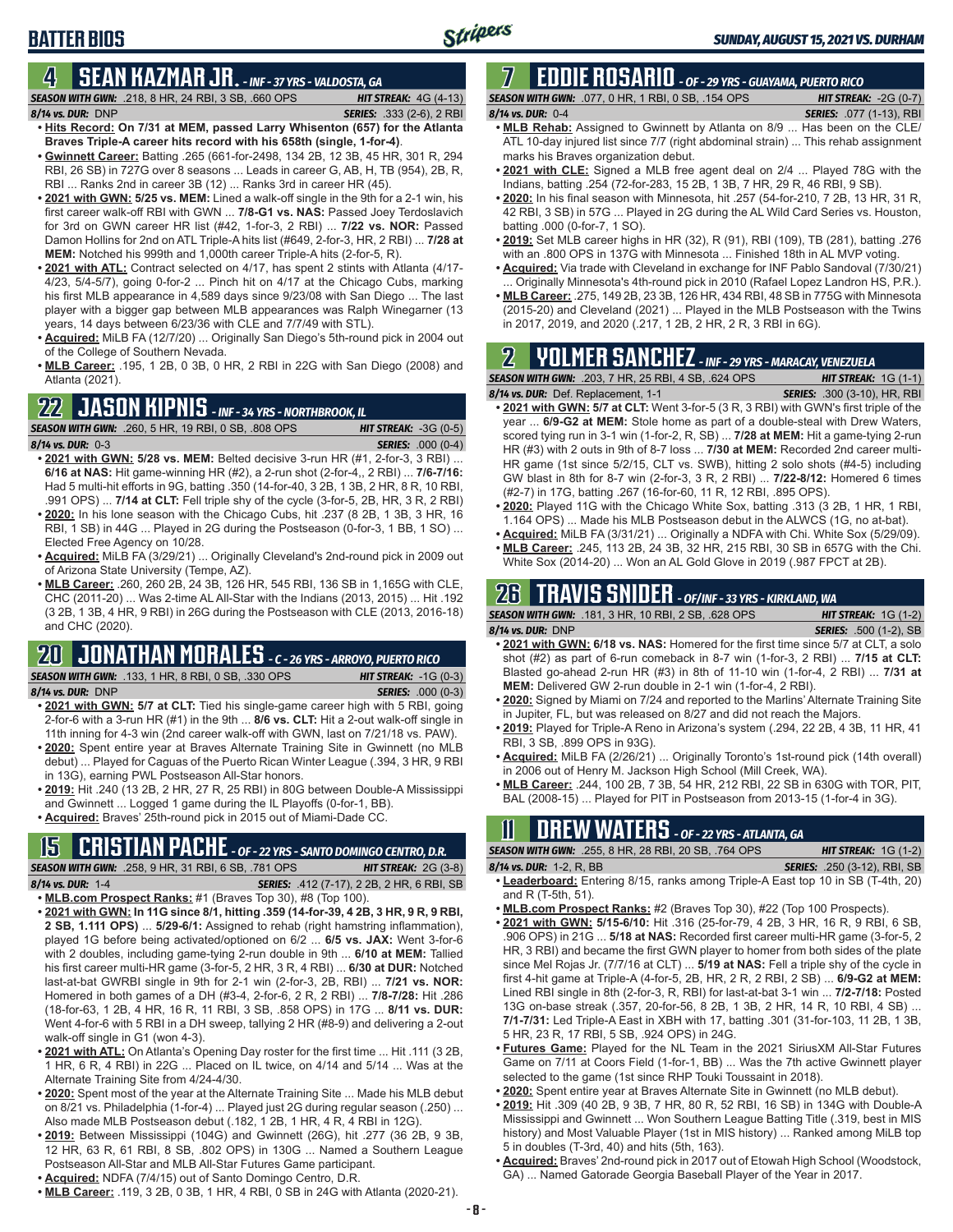# BATTER BIOS

## 4 SEAN KAZMAR JR. - INF - 37 YRS - VALDOSTA, GA

**SEASON WITH GWN:** .218, 8 HR, 24 RBI, 3 SB, .660 OPS **HIT STREAK:** 4G (4-13)
**8/14 vs. DUR:** DNP **SERIES:** .333 (2-6), 2 RBI

- **Hits Record: On 7/31 at MEM, passed Larry Whisenton (657) for the Atlanta Braves Triple-A career hits record with his 658th (single, 1-for-4)**.
- **Gwinnett Career:** Batting .265 (661-for-2498, 134 2B, 12 3B, 45 HR, 301 R, 294 RBI, 26 SB) in 727G over 8 seasons ... Leads in career G, AB, H, TB (954), 2B, R, RBI ... Ranks 2nd in career 3B (12) ... Ranks 3rd in career HR (45).
- **2021 with GWN: 5/25 vs. MEM:** Lined a walk-off single in the 9th for a 2-1 win, his first career walk-off RBI with GWN ... **7/8-G1 vs. NAS:** Passed Joey Terdoslavich for 3rd on GWN career HR list (#42, 1-for-3, 2 RBI) ... **7/22 vs. NOR:** Passed Damon Hollins for 2nd on ATL Triple-A hits list (#649, 2-for-3, HR, 2 RBI) ... **7/28 at MEM:** Notched his 999th and 1,000th career Triple-A hits (2-for-5, R).
- **2021 with ATL:** Contract selected on 4/17, has spent 2 stints with Atlanta (4/17-4/23, 5/4-5/7), going 0-for-2 ... Pinch hit on 4/17 at the Chicago Cubs, marking his first MLB appearance in 4,589 days since 9/23/08 with San Diego ... The last player with a bigger gap between MLB appearances was Ralph Winegarner (13 years, 14 days between 6/23/36 with CLE and 7/7/49 with STL).
- **Acquired:** MiLB FA (12/7/20) ... Originally San Diego's 5th-round pick in 2004 out of the College of Southern Nevada.
- **MLB Career:** .195, 1 2B, 0 3B, 0 HR, 2 RBI in 22G with San Diego (2008) and Atlanta (2021).

## 22 JASON KIPNIS - INF - 34 YRS - NORTHBROOK, IL

**SEASON WITH GWN:** .260, 5 HR, 19 RBI, 0 SB, .808 OPS **HIT STREAK:** -3G (0-5)
**8/14 vs. DUR:** 0-3 **SERIES:** .000 (0-4)

- **2021 with GWN: 5/28 vs. MEM:** Belted decisive 3-run HR (#1, 2-for-3, 3 RBI) ... **6/16 at NAS:** Hit game-winning HR (#2), a 2-run shot (2-for-4,, 2 RBI) ... **7/6-7/16:** Had 5 multi-hit efforts in 9G, batting .350 (14-for-40, 3 2B, 1 3B, 2 HR, 8 R, 10 RBI, .991 OPS) ... **7/14 at CLT:** Fell triple shy of the cycle (3-for-5, 2B, HR, 3 R, 2 RBI)
- **2020:** In his lone season with the Chicago Cubs, hit .237 (8 2B, 1 3B, 3 HR, 16 RBI, 1 SB) in 44G ... Played in 2G during the Postseason (0-for-3, 1 BB, 1 SO) ... Elected Free Agency on 10/28.
- **Acquired:** MiLB FA (3/29/21) ... Originally Cleveland's 2nd-round pick in 2009 out of Arizona State University (Tempe, AZ).
- **MLB Career:** .260, 260 2B, 24 3B, 126 HR, 545 RBI, 136 SB in 1,165G with CLE, CHC (2011-20) ... Was 2-time AL All-Star with the Indians (2013, 2015) ... Hit .192 (3 2B, 1 3B, 4 HR, 9 RBI) in 26G during the Postseason with CLE (2013, 2016-18) and CHC (2020).

## 20 JONATHAN MORALES - C - 26 YRS - ARROYO, PUERTO RICO

**SEASON WITH GWN:** .133, 1 HR, 8 RBI, 0 SB, .330 OPS **HIT STREAK:** -1G (0-3)
**8/14 vs. DUR:** DNP **SERIES:** .000 (0-3)

- **2021 with GWN: 5/7 at CLT:** Tied his single-game career high with 5 RBI, going 2-for-6 with a 3-run HR (#1) in the 9th ... **8/6 vs. CLT:** Hit a 2-out walk-off single in 11th inning for 4-3 win (2nd career walk-off with GWN, last on 7/21/18 vs. PAW).
- **2020:** Spent entire year at Braves Alternate Training Site in Gwinnett (no MLB debut) ... Played for Caguas of the Puerto Rican Winter League (.394, 3 HR, 9 RBI in 13G), earning PWL Postseason All-Star honors.
- **2019:** Hit .240 (13 2B, 2 HR, 27 R, 25 RBI) in 80G between Double-A Mississippi and Gwinnett ... Logged 1 game during the IL Playoffs (0-for-1, BB).
- **Acquired:** Braves' 25th-round pick in 2015 out of Miami-Dade CC.

## 15 CRISTIAN PACHE - OF - 22 YRS - SANTO DOMINGO CENTRO, D.R.

**SEASON WITH GWN:** .258, 9 HR, 31 RBI, 6 SB, .781 OPS **HIT STREAK:** 2G (3-8)
**8/14 vs. DUR:** 1-4 **SERIES:** .412 (7-17), 2 2B, 2 HR, 6 RBI, SB

- **MLB.com Prospect Ranks:** #1 (Braves Top 30), #8 (Top 100).
- **2021 with GWN: In 11G since 8/1, hitting .359 (14-for-39, 4 2B, 3 HR, 9 R, 9 RBI, 2 SB, 1.111 OPS)** ... **5/29-6/1:** Assigned to rehab (right hamstring inflammation), played 1G before being activated/optioned on 6/2 ... **6/5 vs. JAX:** Went 3-for-6 with 2 doubles, including game-tying 2-run double in 9th ... **6/10 at MEM:** Tallied his first career multi-HR game (3-for-5, 2 HR, 3 R, 4 RBI) ... **6/30 at DUR:** Notched last-at-bat GWRBI single in 9th for 2-1 win (2-for-3, 2B, RBI) ... **7/21 vs. NOR:** Homered in both games of a DH (#3-4, 2-for-6, 2 R, 2 RBI) ... **7/8-7/28:** Hit .286 (18-for-63, 1 2B, 4 HR, 16 R, 11 RBI, 3 SB, .858 OPS) in 17G ... **8/11 vs. DUR:** Went 4-for-6 with 5 RBI in a DH sweep, tallying 2 HR (#8-9) and delivering a 2-out walk-off single in G1 (won 4-3).
- **2021 with ATL:** On Atlanta's Opening Day roster for the first time ... Hit .111 (3 2B, 1 HR, 6 R, 4 RBI) in 22G ... Placed on IL twice, on 4/14 and 5/14 ... Was at the Alternate Training Site from 4/24-4/30.
- **2020:** Spent most of the year at the Alternate Training Site ... Made his MLB debut on 8/21 vs. Philadelphia (1-for-4) ... Played just 2G during regular season (.250) ... Also made MLB Postseason debut (.182, 1 2B, 1 HR, 4 R, 4 RBI in 12G).
- **2019:** Between Mississippi (104G) and Gwinnett (26G), hit .277 (36 2B, 9 3B, 12 HR, 63 R, 61 RBI, 8 SB, .802 OPS) in 130G ... Named a Southern League Postseason All-Star and MLB All-Star Futures Game participant.
- **Acquired:** NDFA (7/4/15) out of Santo Domingo Centro, D.R.
- **MLB Career:** .119, 3 2B, 0 3B, 1 HR, 4 RBI, 0 SB in 24G with Atlanta (2020-21).

## 7 EDDIE ROSARIO - OF - 29 YRS - GUAYAMA, PUERTO RICO

**SEASON WITH GWN:** .077, 0 HR, 1 RBI, 0 SB, .154 OPS **HIT STREAK:** -2G (0-7)
**8/14 vs. DUR:** 0-4 **SERIES:** .077 (1-13), RBI

- **MLB Rehab:** Assigned to Gwinnett by Atlanta on 8/9 ... Has been on the CLE/ATL 10-day injured list since 7/7 (right abdominal strain) ... This rehab assignment marks his Braves organization debut.
- **2021 with CLE:** Signed a MLB free agent deal on 2/4 ... Played 78G with the Indians, batting .254 (72-for-283, 15 2B, 1 3B, 7 HR, 29 R, 46 RBI, 9 SB).
- **2020:** In his final season with Minnesota, hit .257 (54-for-210, 7 2B, 13 HR, 31 R, 42 RBI, 3 SB) in 57G ... Played in 2G during the AL Wild Card Series vs. Houston, batting .000 (0-for-7, 1 SO).
- **2019:** Set MLB career highs in HR (32), R (91), RBI (109), TB (281), batting .276 with an .800 OPS in 137G with Minnesota ... Finished 18th in AL MVP voting.
- **Acquired:** Via trade with Cleveland in exchange for INF Pablo Sandoval (7/30/21) ... Originally Minnesota's 4th-round pick in 2010 (Rafael Lopez Landron HS, P.R.).
- **MLB Career:** .275, 149 2B, 23 3B, 126 HR, 434 RBI, 48 SB in 775G with Minnesota (2015-20) and Cleveland (2021) ... Played in the MLB Postseason with the Twins in 2017, 2019, and 2020 (.217, 1 2B, 2 HR, 2 R, 3 RBI in 6G).

## 2 YOLMER SANCHEZ - INF - 29 YRS - MARACAY, VENEZUELA

**SEASON WITH GWN:** .203, 7 HR, 25 RBI, 4 SB, .624 OPS **HIT STREAK:** 1G (1-1)
**8/14 vs. DUR:** Def. Replacement, 1-1 **SERIES:** .300 (3-10), HR, RBI

- **2021 with GWN: 5/7 at CLT:** Went 3-for-5 (3 R, 3 RBI) with GWN's first triple of the year ... **6/9-G2 at MEM:** Stole home as part of a double-steal with Drew Waters, scored tying run in 3-1 win (1-for-2, R, SB) ... **7/28 at MEM:** Hit a game-tying 2-run HR (#3) with 2 outs in 9th of 8-7 loss ... **7/30 at MEM:** Recorded 2nd career multi-HR game (1st since 5/2/15, CLT vs. SWB), hitting 2 solo shots (#4-5) including GW blast in 8th for 8-7 win (2-for-3, 3 R, 2 RBI) ... **7/22-8/12:** Homered 6 times (#2-7) in 17G, batting .267 (16-for-60, 11 R, 12 RBI, .895 OPS).
- **2020:** Played 11G with the Chicago White Sox, batting .313 (3 2B, 1 HR, 1 RBI, 1.164 OPS) ... Made his MLB Postseason debut in the ALWCS (1G, no at-bat).
- **Acquired:** MiLB FA (3/31/21) ... Originally a NDFA with Chi. White Sox (5/29/09).
- **MLB Career:** .245, 113 2B, 24 3B, 32 HR, 215 RBI, 30 SB in 657G with the Chi. White Sox (2014-20) ... Won an AL Gold Glove in 2019 (.987 FPCT at 2B).

## 26 TRAVIS SNIDER - OF/INF - 33 YRS - KIRKLAND, WA

**SEASON WITH GWN:** .181, 3 HR, 10 RBI, 2 SB, .628 OPS **HIT STREAK:** 1G (1-2)
**8/14 vs. DUR:** DNP **SERIES:** .500 (1-2), SB

- **2021 with GWN: 6/18 vs. NAS:** Homered for the first time since 5/7 at CLT, a solo shot (#2) as part of 6-run comeback in 8-7 win (1-for-3, 2 RBI) ... **7/15 at CLT:** Blasted go-ahead 2-run HR (#3) in 8th of 11-10 win (1-for-4, 2 RBI) ... **7/31 at MEM:** Delivered GW 2-run double in 2-1 win (1-for-4, 2 RBI).
- **2020:** Signed by Miami on 7/24 and reported to the Marlins' Alternate Training Site in Jupiter, FL, but was released on 8/27 and did not reach the Majors.
- **2019:** Played for Triple-A Reno in Arizona's system (.294, 22 2B, 4 3B, 11 HR, 41 RBI, 3 SB, .899 OPS in 93G).
- **Acquired:** MiLB FA (2/26/21) ... Originally Toronto's 1st-round pick (14th overall) in 2006 out of Henry M. Jackson High School (Mill Creek, WA).
- **MLB Career:** .244, 100 2B, 7 3B, 54 HR, 212 RBI, 22 SB in 630G with TOR, PIT, BAL (2008-15) ... Played for PIT in Postseason from 2013-15 (1-for-4 in 3G).

## 11 DREW WATERS - OF - 22 YRS - ATLANTA, GA

**SEASON WITH GWN:** .255, 8 HR, 28 RBI, 20 SB, .764 OPS **HIT STREAK:** 1G (1-2)
**8/14 vs. DUR:** 1-2, R, BB **SERIES:** .250 (3-12), RBI, SB

- **Leaderboard:** Entering 8/15, ranks among Triple-A East top 10 in SB (T-4th, 20) and R (T-5th, 51).
- **MLB.com Prospect Ranks:** #2 (Braves Top 30), #22 (Top 100 Prospects).
- **2021 with GWN: 5/15-6/10:** Hit .316 (25-for-79, 4 2B, 3 HR, 16 R, 9 RBI, 6 SB, .906 OPS) in 21G ... **5/18 at NAS:** Recorded first career multi-HR game (3-for-5, 2 HR, 3 RBI) and became the first GWN player to homer from both sides of the plate since Mel Rojas Jr. (7/7/16 at CLT) ... **5/19 at NAS:** Fell a triple shy of the cycle in first 4-hit game at Triple-A (4-for-5, 2B, HR, 2 R, 2 RBI, 2 SB) ... **6/9-G2 at MEM:** Lined RBI single in 8th (2-for-3, R, RBI) for last-at-bat 3-1 win ... **7/2-7/18:** Posted 13G on-base streak (.357, 20-for-56, 8 2B, 1 3B, 2 HR, 14 R, 10 RBI, 4 SB) ... **7/1-7/31:** Led Triple-A East in XBH with 17, batting .301 (31-for-103, 11 2B, 1 3B, 5 HR, 23 R, 17 RBI, 5 SB, .924 OPS) in 24G.
- **Futures Game:** Played for the NL Team in the 2021 SiriusXM All-Star Futures Game on 7/11 at Coors Field (1-for-1, BB) ... Was the 7th active Gwinnett player selected to the game (1st since RHP Touki Toussaint in 2018).
- **2020:** Spent entire year at Braves Alternate Site in Gwinnett (no MLB debut).
- **2019:** Hit .309 (40 2B, 9 3B, 7 HR, 80 R, 52 RBI, 16 SB) in 134G with Double-A Mississippi and Gwinnett ... Won Southern League Batting Title (.319, best in MIS history) and Most Valuable Player (1st in MIS history) ... Ranked among MiLB top 5 in doubles (T-3rd, 40) and hits (5th, 163).
- **Acquired:** Braves' 2nd-round pick in 2017 out of Etowah High School (Woodstock, GA) ... Named Gatorade Georgia Baseball Player of the Year in 2017.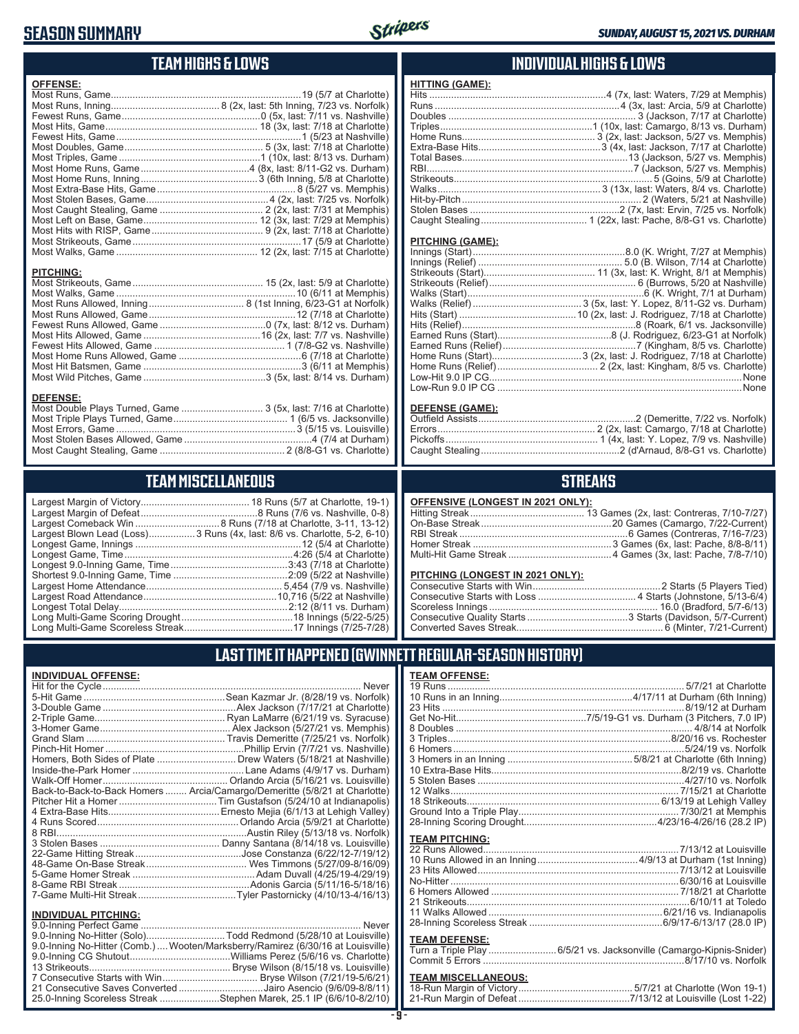# SEASON SUMMARY

*SUNDAY, AUGUST 15, 2021 VS. DURHAM*

## TEAM HIGHS & LOWS

### OFFENSE:

| | |
|---|---|
| Most Runs, Game | 19 (5/7 at Charlotte) |
| Most Runs, Inning | 8 (2x, last: 5th Inning, 7/23 vs. Norfolk) |
| Fewest Runs, Game | 0 (5x, last: 7/11 vs. Nashville) |
| Most Hits, Game | 18 (3x, last: 7/18 at Charlotte) |
| Fewest Hits, Game | 1 (5/23 at Nashville) |
| Most Doubles, Game | 5 (3x, last: 7/18 at Charlotte) |
| Most Triples, Game | 1 (10x, last: 8/13 vs. Durham) |
| Most Home Runs, Game | 4 (8x, last: 8/11-G2 vs. Durham) |
| Most Home Runs, Inning | 3 (6th Inning, 5/8 at Charlotte) |
| Most Extra-Base Hits, Game | 8 (5/27 vs. Memphis) |
| Most Stolen Bases, Game | 4 (2x, last: 7/25 vs. Norfolk) |
| Most Caught Stealing, Game | 2 (2x, last: 7/31 at Memphis) |
| Most Left on Base, Game | 12 (3x, last: 7/29 at Memphis) |
| Most Hits with RISP, Game | 9 (2x, last: 7/18 at Charlotte) |
| Most Strikeouts, Game | 17 (5/9 at Charlotte) |
| Most Walks, Game | 12 (2x, last: 7/15 at Charlotte) |

### PITCHING:

| | |
|---|---|
| Most Strikeouts, Game | 15 (2x, last: 5/9 at Charlotte) |
| Most Walks, Game | 10 (6/11 at Memphis) |
| Most Runs Allowed, Inning | 8 (1st Inning, 6/23-G1 at Norfolk) |
| Most Runs Allowed, Game | 12 (7/18 at Charlotte) |
| Fewest Runs Allowed, Game | 0 (7x, last: 8/12 vs. Durham) |
| Most Hits Allowed, Game | 16 (2x, last: 7/7 vs. Nashville) |
| Fewest Hits Allowed, Game | 1 (7/8-G2 vs. Nashville) |
| Most Home Runs Allowed, Game | 6 (7/18 at Charlotte) |
| Most Hit Batsmen, Game | 3 (6/11 at Memphis) |
| Most Wild Pitches, Game | 3 (5x, last: 8/14 vs. Durham) |

### DEFENSE:

| | |
|---|---|
| Most Double Plays Turned, Game | 3 (5x, last: 7/16 at Charlotte) |
| Most Triple Plays Turned, Game | 1 (6/5 vs. Jacksonville) |
| Most Errors, Game | 3 (5/15 vs. Louisville) |
| Most Stolen Bases Allowed, Game | 4 (7/4 at Durham) |
| Most Caught Stealing, Game | 2 (8/8-G1 vs. Charlotte) |

## INDIVIDUAL HIGHS & LOWS

### HITTING (GAME):

| | |
|---|---|
| Hits | 4 (7x, last: Waters, 7/29 at Memphis) |
| Runs | 4 (3x, last: Arcia, 5/9 at Charlotte) |
| Doubles | 3 (Jackson, 7/17 at Charlotte) |
| Triples | 1 (10x, last: Camargo, 8/13 vs. Durham) |
| Home Runs | 3 (2x, last: Jackson, 5/27 vs. Memphis) |
| Extra-Base Hits | 3 (4x, last: Jackson, 7/17 at Charlotte) |
| Total Bases | 13 (Jackson, 5/27 vs. Memphis) |
| RBI | 7 (Jackson, 5/27 vs. Memphis) |
| Strikeouts | 5 (Goins, 5/9 at Charlotte) |
| Walks | 3 (13x, last: Waters, 8/4 vs. Charlotte) |
| Hit-by-Pitch | 2 (Waters, 5/21 at Nashville) |
| Stolen Bases | 2 (7x, last: Ervin, 7/25 vs. Norfolk) |
| Caught Stealing | 1 (22x, last: Pache, 8/8-G1 vs. Charlotte) |

### PITCHING (GAME):

| | |
|---|---|
| Innings (Start) | 8.0 (K. Wright, 7/27 at Memphis) |
| Innings (Relief) | 5.0 (B. Wilson, 7/14 at Charlotte) |
| Strikeouts (Start) | 11 (3x, last: K. Wright, 8/1 at Memphis) |
| Strikeouts (Relief) | 6 (Burrows, 5/20 at Nashville) |
| Walks (Start) | 6 (K. Wright, 7/1 at Durham) |
| Walks (Relief) | 3 (5x, last: Y. Lopez, 8/11-G2 vs. Durham) |
| Hits (Start) | 10 (2x, last: J. Rodriguez, 7/18 at Charlotte) |
| Hits (Relief) | 8 (Roark, 6/1 vs. Jacksonville) |
| Earned Runs (Start) | 8 (J. Rodriguez, 6/23-G1 at Norfolk) |
| Earned Runs (Relief) | 7 (Kingham, 8/5 vs. Charlotte) |
| Home Runs (Start) | 3 (2x, last: J. Rodriguez, 7/18 at Charlotte) |
| Home Runs (Relief) | 2 (3x, last: Kingham, 8/5 vs. Charlotte) |
| Low-Hit 9.0 IP CG | None |
| Low-Run 9.0 IP CG | None |

### DEFENSE (GAME):

| | |
|---|---|
| Outfield Assists | 2 (Demeritte, 7/22 vs. Norfolk) |
| Errors | 2 (2x, last: Camargo, 7/18 at Charlotte) |
| Pickoffs | 1 (4x, last: Y. Lopez, 7/9 vs. Nashville) |
| Caught Stealing | 2 (d'Arnaud, 8/8-G1 vs. Charlotte) |

## TEAM MISCELLANEOUS

| | |
|---|---|
| Largest Margin of Victory | 18 Runs (5/7 at Charlotte, 19-1) |
| Largest Margin of Defeat | 8 Runs (7/6 vs. Nashville, 0-8) |
| Largest Comeback Win | 8 Runs (7/18 at Charlotte, 3-11, 13-12) |
| Largest Blown Lead (Loss) | 3 Runs (4x, last: 8/6 vs. Charlotte, 5-2, 6-10) |
| Longest Game, Innings | 12 (5/4 at Charlotte) |
| Longest Game, Time | 4:26 (5/4 at Charlotte) |
| Longest 9.0-Inning Game, Time | 3:43 (7/18 at Charlotte) |
| Shortest 9.0-Inning Game, Time | 2:09 (5/22 at Nashville) |
| Largest Home Attendance | 5,454 (7/9 vs. Nashville) |
| Largest Road Attendance | 10,716 (5/22 at Nashville) |
| Longest Total Delay | 2:12 (8/11 vs. Durham) |
| Long Multi-Game Scoring Drought | 18 Innings (5/22-5/25) |
| Long Multi-Game Scoreless Streak | 17 Innings (7/25-7/28) |

## STREAKS

### OFFENSIVE (LONGEST IN 2021 ONLY):

| | |
|---|---|
| Hitting Streak | 13 Games (2x, last: Contreras, 7/10-7/27) |
| On-Base Streak | 20 Games (Camargo, 7/22-Current) |
| RBI Streak | 6 Games (Contreras, 7/16-7/23) |
| Homer Streak | 3 Games (6x, last: Pache, 8/8-8/11) |
| Multi-Hit Game Streak | 4 Games (3x, last: Pache, 7/8-7/10) |

### PITCHING (LONGEST IN 2021 ONLY):

| | |
|---|---|
| Consecutive Starts with Win | 2 Starts (5 Players Tied) |
| Consecutive Starts with Loss | 4 Starts (Johnstone, 5/13-6/4) |
| Scoreless Innings | 16.0 (Bradford, 5/7-6/13) |
| Consecutive Quality Starts | 3 Starts (Davidson, 5/7-Current) |
| Converted Saves Streak | 6 (Minter, 7/21-Current) |

## LAST TIME IT HAPPENED (GWINNETT REGULAR-SEASON HISTORY)

### INDIVIDUAL OFFENSE:

| | |
|---|---|
| Hit for the Cycle | Never |
| 5-Hit Game | Sean Kazmar Jr. (8/28/19 vs. Norfolk) |
| 3-Double Game | Alex Jackson (7/17/21 at Charlotte) |
| 2-Triple Game | Ryan LaMarre (6/21/19 vs. Syracuse) |
| 3-Homer Game | Alex Jackson (5/27/21 vs. Memphis) |
| Grand Slam | Travis Demeritte (7/25/21 vs. Norfolk) |
| Pinch-Hit Homer | Phillip Ervin (7/7/21 vs. Nashville) |
| Homers, Both Sides of Plate | Drew Waters (5/18/21 at Nashville) |
| Inside-the-Park Homer | Lane Adams (4/9/17 vs. Durham) |
| Walk-Off Homer | Orlando Arcia (5/16/21 vs. Louisville) |
| Back-to-Back-to-Back Homers | Arcia/Camargo/Demeritte (5/8/21 at Charlotte) |
| Pitcher Hit a Homer | Tim Gustafson (5/24/10 at Indianapolis) |
| 4 Extra-Base Hits | Ernesto Mejia (6/1/13 at Lehigh Valley) |
| 4 Runs Scored | Orlando Arcia (5/9/21 at Charlotte) |
| 8 RBI | Austin Riley (5/13/18 vs. Norfolk) |
| 3 Stolen Bases | Danny Santana (8/14/18 vs. Louisville) |
| 22-Game Hitting Streak | Jose Constanza (6/22/12-7/19/12) |
| 48-Game On-Base Streak | Wes Timmons (5/27/09-8/16/09) |
| 5-Game Homer Streak | Adam Duvall (4/25/19-4/29/19) |
| 8-Game RBI Streak | Adonis Garcia (5/11/16-5/18/16) |
| 7-Game Multi-Hit Streak | Tyler Pastornicky (4/10/13-4/16/13) |

### INDIVIDUAL PITCHING:

| | |
|---|---|
| 9.0-Inning Perfect Game | Never |
| 9.0-Inning No-Hitter (Solo) | Todd Redmond (5/28/10 at Louisville) |
| 9.0-Inning No-Hitter (Comb.) | Wooten/Marksberry/Ramirez (6/30/16 at Louisville) |
| 9.0-Inning CG Shutout | Williams Perez (5/6/16 vs. Charlotte) |
| 13 Strikeouts | Bryse Wilson (8/15/18 vs. Louisville) |
| 7 Consecutive Starts with Win | Bryse Wilson (7/21/19-5/6/21) |
| 21 Consecutive Saves Converted | Jairo Asencio (9/6/09-8/8/11) |
| 25.0-Inning Scoreless Streak | Stephen Marek, 25.1 IP (6/6/10-8/2/10) |

### TEAM OFFENSE:

| | |
|---|---|
| 19 Runs | 5/7/21 at Charlotte |
| 10 Runs in an Inning | 4/17/11 at Durham (6th Inning) |
| 23 Hits | 8/19/12 at Durham |
| Get No-Hit | 7/5/19-G1 vs. Durham (3 Pitchers, 7.0 IP) |
| 8 Doubles | 4/8/14 at Norfolk |
| 3 Triples | 8/20/16 vs. Rochester |
| 6 Homers | 5/24/19 vs. Norfolk |
| 3 Homers in an Inning | 5/8/21 at Charlotte (6th Inning) |
| 10 Extra-Base Hits | 8/2/19 vs. Charlotte |
| 5 Stolen Bases | 4/27/10 vs. Norfolk |
| 12 Walks | 7/15/21 at Charlotte |
| 18 Strikeouts | 6/13/19 at Lehigh Valley |
| Ground Into a Triple Play | 7/30/21 at Memphis |
| 28-Inning Scoring Drought | 4/23/16-4/26/16 (28.2 IP) |

### TEAM PITCHING:

| | |
|---|---|
| 22 Runs Allowed | 7/13/12 at Louisville |
| 10 Runs Allowed in an Inning | 4/9/13 at Durham (1st Inning) |
| 23 Hits Allowed | 7/13/12 at Louisville |
| No-Hitter | 6/30/16 at Louisville |
| 6 Homers Allowed | 7/18/21 at Charlotte |
| 21 Strikeouts | 6/10/11 at Toledo |
| 11 Walks Allowed | 6/21/16 vs. Indianapolis |
| 28-Inning Scoreless Streak | 6/9/17-6/13/17 (28.0 IP) |

### TEAM DEFENSE:

| | |
|---|---|
| Turn a Triple Play | 6/5/21 vs. Jacksonville (Camargo-Kipnis-Snider) |
| Commit 5 Errors | 8/17/10 vs. Norfolk |

### TEAM MISCELLANEOUS:

| | |
|---|---|
| 18-Run Margin of Victory | 5/7/21 at Charlotte (Won 19-1) |
| 21-Run Margin of Defeat | 7/13/12 at Louisville (Lost 1-22) |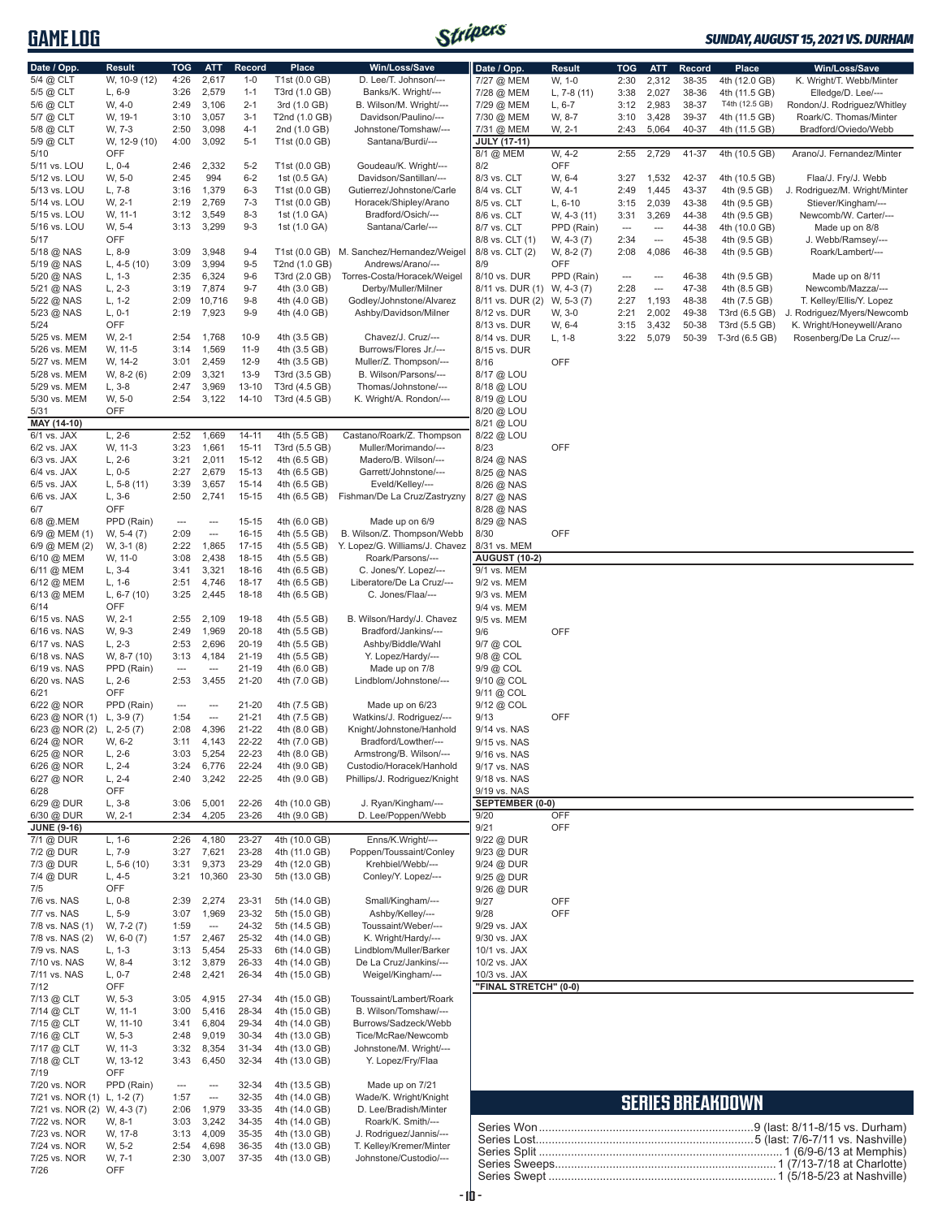# GAME LOG

**SUNDAY, AUGUST 15, 2021 VS. DURHAM**

| Date / Opp. | Result | TOG | ATT | Record | Place | Win/Loss/Save |
|---|---|---|---|---|---|---|
| 5/4 @ CLT | W, 10-9 (12) | 4:26 | 2,617 | 1-0 | T1st (0.0 GB) | D. Lee/T. Johnson/--- |
| 5/5 @ CLT | L, 6-9 | 3:26 | 2,579 | 1-1 | T3rd (1.0 GB) | Banks/K. Wright/--- |
| 5/6 @ CLT | W, 4-0 | 2:49 | 3,106 | 2-1 | 3rd (1.0 GB) | B. Wilson/M. Wright/--- |
| 5/7 @ CLT | W, 19-1 | 3:10 | 3,057 | 3-1 | T2nd (1.0 GB) | Davidson/Paulino/--- |
| 5/8 @ CLT | W, 7-3 | 2:50 | 3,098 | 4-1 | 2nd (1.0 GB) | Johnstone/Tomshaw/--- |
| 5/9 @ CLT | W, 12-9 (10) | 4:00 | 3,092 | 5-1 | T1st (0.0 GB) | Santana/Burdi/--- |
| 5/10 | OFF | | | | | |
| 5/11 vs. LOU | L, 0-4 | 2:46 | 2,332 | 5-2 | T1st (0.0 GB) | Goudeau/K. Wright/--- |
| 5/12 vs. LOU | W, 5-0 | 2:45 | 994 | 6-2 | 1st (0.5 GA) | Davidson/Santillan/--- |
| 5/13 vs. LOU | L, 7-8 | 3:16 | 1,379 | 6-3 | T1st (0.0 GB) | Gutierrez/Johnstone/Carle |
| 5/14 vs. LOU | W, 2-1 | 2:19 | 2,769 | 7-3 | T1st (0.0 GB) | Horacek/Shipley/Arano |
| 5/15 vs. LOU | W, 11-1 | 3:12 | 3,549 | 8-3 | 1st (1.0 GA) | Bradford/Osich/--- |
| 5/16 vs. LOU | W, 5-4 | 3:13 | 3,299 | 9-3 | 1st (1.0 GA) | Santana/Carle/--- |
| 5/17 | OFF | | | | | |
| 5/18 @ NAS | L, 8-9 | 3:09 | 3,948 | 9-4 | T1st (0.0 GB) | M. Sanchez/Hernandez/Weigel |
| 5/19 @ NAS | L, 4-5 (10) | 3:09 | 3,994 | 9-5 | T2nd (1.0 GB) | Andrews/Arano/--- |
| 5/20 @ NAS | L, 1-3 | 2:35 | 6,324 | 9-6 | T3rd (2.0 GB) | Torres-Costa/Horacek/Weigel |
| 5/21 @ NAS | L, 2-3 | 3:19 | 7,874 | 9-7 | 4th (3.0 GB) | Derby/Muller/Milner |
| 5/22 @ NAS | L, 1-2 | 2:09 | 10,716 | 9-8 | 4th (4.0 GB) | Godley/Johnstone/Alvarez |
| 5/23 @ NAS | L, 0-1 | 2:19 | 7,923 | 9-9 | 4th (4.0 GB) | Ashby/Davidson/Milner |
| 5/24 | OFF | | | | | |
| 5/25 vs. MEM | W, 2-1 | 2:54 | 1,768 | 10-9 | 4th (3.5 GB) | Chavez/J. Cruz/--- |
| 5/26 vs. MEM | W, 11-5 | 3:14 | 1,569 | 11-9 | 4th (3.5 GB) | Burrows/Flores Jr./--- |
| 5/27 vs. MEM | W, 14-2 | 3:01 | 2,459 | 12-9 | 4th (3.5 GB) | Muller/Z. Thompson/--- |
| 5/28 vs. MEM | W, 8-2 (6) | 2:09 | 3,321 | 13-9 | T3rd (3.5 GB) | B. Wilson/Parsons/--- |
| 5/29 vs. MEM | L, 3-8 | 2:47 | 3,969 | 13-10 | T3rd (4.5 GB) | Thomas/Johnstone/--- |
| 5/30 vs. MEM | W, 5-0 | 2:54 | 3,122 | 14-10 | T3rd (4.5 GB) | K. Wright/A. Rondon/--- |
| 5/31 | OFF | | | | | |
| **MAY (14-10)** | | | | | | |
| 6/1 vs. JAX | L, 2-6 | 2:52 | 1,669 | 14-11 | 4th (5.5 GB) | Castano/Roark/Z. Thompson |
| 6/2 vs. JAX | W, 11-3 | 3:23 | 1,661 | 15-11 | T3rd (5.5 GB) | Muller/Morimando/--- |
| 6/3 vs. JAX | L, 2-6 | 3:21 | 2,011 | 15-12 | 4th (6.5 GB) | Madero/B. Wilson/--- |
| 6/4 vs. JAX | L, 0-5 | 2:27 | 2,679 | 15-13 | 4th (6.5 GB) | Garrett/Johnstone/--- |
| 6/5 vs. JAX | L, 5-8 (11) | 3:39 | 3,657 | 15-14 | 4th (6.5 GB) | Eveld/Kelley/--- |
| 6/6 vs. JAX | L, 3-6 | 2:50 | 2,741 | 15-15 | 4th (6.5 GB) | Fishman/De La Cruz/Zastryzny |
| 6/7 | OFF | | | | | |
| 6/8 @.MEM | PPD (Rain) | --- | --- | 15-15 | 4th (6.0 GB) | Made up on 6/9 |
| 6/9 @ MEM (1) | W, 5-4 (7) | 2:09 | --- | 16-15 | 4th (5.5 GB) | B. Wilson/Z. Thompson/Webb |
| 6/9 @ MEM (2) | W, 3-1 (8) | 2:22 | 1,865 | 17-15 | 4th (5.5 GB) | Y. Lopez/G. Williams/J. Chavez |
| 6/10 @ MEM | W, 11-0 | 3:08 | 2,438 | 18-15 | 4th (5.5 GB) | Roark/Parsons/--- |
| 6/11 @ MEM | L, 3-4 | 3:41 | 3,321 | 18-16 | 4th (6.5 GB) | C. Jones/Y. Lopez/--- |
| 6/12 @ MEM | L, 1-6 | 2:51 | 4,746 | 18-17 | 4th (6.5 GB) | Liberatore/De La Cruz/--- |
| 6/13 @ MEM | L, 6-7 (10) | 3:25 | 2,445 | 18-18 | 4th (6.5 GB) | C. Jones/Flaa/--- |
| 6/14 | OFF | | | | | |
| 6/15 vs. NAS | W, 2-1 | 2:55 | 2,109 | 19-18 | 4th (5.5 GB) | B. Wilson/Hardy/J. Chavez |
| 6/16 vs. NAS | W, 9-3 | 2:49 | 1,969 | 20-18 | 4th (5.5 GB) | Bradford/Jankins/--- |
| 6/17 vs. NAS | L, 2-3 | 2:53 | 2,696 | 20-19 | 4th (5.5 GB) | Ashby/Biddle/Wahl |
| 6/18 vs. NAS | W, 8-7 (10) | 3:13 | 4,184 | 21-19 | 4th (5.5 GB) | Y. Lopez/Hardy/--- |
| 6/19 vs. NAS | PPD (Rain) | --- | --- | 21-19 | 4th (6.0 GB) | Made up on 7/8 |
| 6/20 vs. NAS | L, 2-6 | 2:53 | 3,455 | 21-20 | 4th (7.0 GB) | Lindblom/Johnstone/--- |
| 6/21 | OFF | | | | | |
| 6/22 @ NOR | PPD (Rain) | --- | --- | 21-20 | 4th (7.5 GB) | Made up on 6/23 |
| 6/23 @ NOR (1) | L, 3-9 (7) | 1:54 | --- | 21-21 | 4th (7.5 GB) | Watkins/J. Rodriguez/--- |
| 6/23 @ NOR (2) | L, 2-5 (7) | 2:08 | 4,396 | 21-22 | 4th (8.0 GB) | Knight/Johnstone/Hanhold |
| 6/24 @ NOR | W, 6-2 | 3:11 | 4,143 | 22-22 | 4th (7.0 GB) | Bradford/Lowther/--- |
| 6/25 @ NOR | L, 2-6 | 3:03 | 5,254 | 22-23 | 4th (8.0 GB) | Armstrong/B. Wilson/--- |
| 6/26 @ NOR | L, 2-4 | 3:24 | 6,776 | 22-24 | 4th (9.0 GB) | Custodio/Horacek/Hanhold |
| 6/27 @ NOR | L, 2-4 | 2:40 | 3,242 | 22-25 | 4th (9.0 GB) | Phillips/J. Rodriguez/Knight |
| 6/28 | OFF | | | | | |
| 6/29 @ DUR | L, 3-8 | 3:06 | 5,001 | 22-26 | 4th (10.0 GB) | J. Ryan/Kingham/--- |
| 6/30 @ DUR | W, 2-1 | 2:34 | 4,205 | 23-26 | 4th (9.0 GB) | D. Lee/Poppen/Webb |
| **JUNE (9-16)** | | | | | | |
| 7/1 @ DUR | L, 1-6 | 2:26 | 4,180 | 23-27 | 4th (10.0 GB) | Enns/K.Wright/--- |
| 7/2 @ DUR | L, 7-9 | 3:27 | 7,621 | 23-28 | 4th (11.0 GB) | Poppen/Toussaint/Conley |
| 7/3 @ DUR | L, 5-6 (10) | 3:31 | 9,373 | 23-29 | 4th (12.0 GB) | Krehbiel/Webb/--- |
| 7/4 @ DUR | L, 4-5 | 3:21 | 10,360 | 23-30 | 5th (13.0 GB) | Conley/Y. Lopez/--- |
| 7/5 | OFF | | | | | |
| 7/6 vs. NAS | L, 0-8 | 2:39 | 2,274 | 23-31 | 5th (14.0 GB) | Small/Kingham/--- |
| 7/7 vs. NAS | L, 5-9 | 3:07 | 1,969 | 23-32 | 5th (15.0 GB) | Ashby/Kelley/--- |
| 7/8 vs. NAS (1) | W, 7-2 (7) | 1:59 | --- | 24-32 | 5th (14.5 GB) | Toussaint/Weber/--- |
| 7/8 vs. NAS (2) | W, 6-0 (7) | 1:57 | 2,467 | 25-32 | 4th (14.0 GB) | K. Wright/Hardy/--- |
| 7/9 vs. NAS | L, 1-3 | 3:13 | 5,454 | 25-33 | 6th (14.0 GB) | Lindblom/Muller/Barker |
| 7/10 vs. NAS | W, 8-4 | 3:12 | 3,879 | 26-33 | 4th (14.0 GB) | De La Cruz/Jankins/--- |
| 7/11 vs. NAS | L, 0-7 | 2:48 | 2,421 | 26-34 | 4th (15.0 GB) | Weigel/Kingham/--- |
| 7/12 | OFF | | | | | |
| 7/13 @ CLT | W, 5-3 | 3:05 | 4,915 | 27-34 | 4th (15.0 GB) | Toussaint/Lambert/Roark |
| 7/14 @ CLT | W, 11-1 | 3:00 | 5,416 | 28-34 | 4th (15.0 GB) | B. Wilson/Tomshaw/--- |
| 7/15 @ CLT | W, 11-10 | 3:41 | 6,804 | 29-34 | 4th (14.0 GB) | Burrows/Sadzeck/Webb |
| 7/16 @ CLT | W, 5-3 | 2:48 | 9,019 | 30-34 | 4th (13.0 GB) | Tice/McRae/Newcomb |
| 7/17 @ CLT | W, 11-3 | 3:32 | 8,354 | 31-34 | 4th (13.0 GB) | Johnstone/M. Wright/--- |
| 7/18 @ CLT | W, 13-12 | 3:43 | 6,450 | 32-34 | 4th (13.0 GB) | Y. Lopez/Fry/Flaa |
| 7/19 | OFF | | | | | |
| 7/20 vs. NOR | PPD (Rain) | --- | --- | 32-34 | 4th (13.5 GB) | Made up on 7/21 |
| 7/21 vs. NOR (1) | L, 1-2 (7) | 1:57 | --- | 32-35 | 4th (14.0 GB) | Wade/K. Wright/Knight |
| 7/21 vs. NOR (2) | W, 4-3 (7) | 2:06 | 1,979 | 33-35 | 4th (14.0 GB) | D. Lee/Bradish/Minter |
| 7/22 vs. NOR | W, 8-1 | 3:03 | 3,242 | 34-35 | 4th (14.0 GB) | Roark/K. Smith/--- |
| 7/23 vs. NOR | W, 17-8 | 3:13 | 4,009 | 35-35 | 4th (13.0 GB) | J. Rodriguez/Jannis/--- |
| 7/24 vs. NOR | W, 5-2 | 2:54 | 4,698 | 36-35 | 4th (13.0 GB) | T. Kelley/Kremer/Minter |
| 7/25 vs. NOR | W, 7-1 | 2:30 | 3,007 | 37-35 | 4th (13.0 GB) | Johnstone/Custodio/--- |
| 7/26 | OFF | | | | | |
| 7/27 @ MEM | W, 1-0 | 2:30 | 2,312 | 38-35 | 4th (12.0 GB) | K. Wright/T. Webb/Minter |
| 7/28 @ MEM | L, 7-8 (11) | 3:38 | 2,027 | 38-36 | 4th (11.5 GB) | Elledge/D. Lee/--- |
| 7/29 @ MEM | L, 6-7 | 3:12 | 2,983 | 38-37 | T4th (12.5 GB) | Rondon/J. Rodriguez/Whitley |
| 7/30 @ MEM | W, 8-7 | 3:10 | 3,428 | 39-37 | 4th (11.5 GB) | Roark/C. Thomas/Minter |
| 7/31 @ MEM | W, 2-1 | 2:43 | 5,064 | 40-37 | 4th (11.5 GB) | Bradford/Oviedo/Webb |
| **JULY (17-11)** | | | | | | |
| 8/1 @ MEM | W, 4-2 | 2:55 | 2,729 | 41-37 | 4th (10.5 GB) | Arano/J. Fernandez/Minter |
| 8/2 | OFF | | | | | |
| 8/3 vs. CLT | W, 6-4 | 3:27 | 1,532 | 42-37 | 4th (10.5 GB) | Flaa/J. Fry/J. Webb |
| 8/4 vs. CLT | W, 4-1 | 2:49 | 1,445 | 43-37 | 4th (9.5 GB) | J. Rodriguez/M. Wright/Minter |
| 8/5 vs. CLT | L, 6-10 | 3:15 | 2,039 | 43-38 | 4th (9.5 GB) | Stiever/Kingham/--- |
| 8/6 vs. CLT | W, 4-3 (11) | 3:31 | 3,269 | 44-38 | 4th (9.5 GB) | Newcomb/W. Carter/--- |
| 8/7 vs. CLT | PPD (Rain) | --- | --- | 44-38 | 4th (10.0 GB) | Made up on 8/8 |
| 8/8 vs. CLT (1) | W, 4-3 (7) | 2:34 | --- | 45-38 | 4th (9.5 GB) | J. Webb/Ramsey/--- |
| 8/8 vs. CLT (2) | W, 8-2 (7) | 2:08 | 4,086 | 46-38 | 4th (9.5 GB) | Roark/Lambert/--- |
| 8/9 | OFF | | | | | |
| 8/10 vs. DUR | PPD (Rain) | --- | --- | 46-38 | 4th (9.5 GB) | Made up on 8/11 |
| 8/11 vs. DUR (1) | W, 4-3 (7) | 2:28 | --- | 47-38 | 4th (8.5 GB) | Newcomb/Mazza/--- |
| 8/11 vs. DUR (2) | W, 5-3 (7) | 2:27 | 1,193 | 48-38 | 4th (7.5 GB) | T. Kelley/Ellis/Y. Lopez |
| 8/12 vs. DUR | W, 3-0 | 2:21 | 2,002 | 49-38 | T3rd (6.5 GB) | J. Rodriguez/Myers/Newcomb |
| 8/13 vs. DUR | W, 6-4 | 3:15 | 3,432 | 50-38 | T3rd (5.5 GB) | K. Wright/Honeywell/Arano |
| 8/14 vs. DUR | L, 1-8 | 3:22 | 5,079 | 50-39 | T-3rd (6.5 GB) | Rosenberg/De La Cruz/--- |
| 8/15 vs. DUR | | | | | | |
| 8/16 | OFF | | | | | |
| 8/17 @ LOU | | | | | | |
| 8/18 @ LOU | | | | | | |
| 8/19 @ LOU | | | | | | |
| 8/20 @ LOU | | | | | | |
| 8/21 @ LOU | | | | | | |
| 8/22 @ LOU | | | | | | |
| 8/23 | OFF | | | | | |
| 8/24 @ NAS | | | | | | |
| 8/25 @ NAS | | | | | | |
| 8/26 @ NAS | | | | | | |
| 8/27 @ NAS | | | | | | |
| 8/28 @ NAS | | | | | | |
| 8/29 @ NAS | | | | | | |
| 8/30 | OFF | | | | | |
| 8/31 vs. MEM | | | | | | |
| **AUGUST (10-2)** | | | | | | |
| 9/1 vs. MEM | | | | | | |
| 9/2 vs. MEM | | | | | | |
| 9/3 vs. MEM | | | | | | |
| 9/4 vs. MEM | | | | | | |
| 9/5 vs. MEM | | | | | | |
| 9/6 | OFF | | | | | |
| 9/7 @ COL | | | | | | |
| 9/8 @ COL | | | | | | |
| 9/9 @ COL | | | | | | |
| 9/10 @ COL | | | | | | |
| 9/11 @ COL | | | | | | |
| 9/12 @ COL | | | | | | |
| 9/13 | OFF | | | | | |
| 9/14 vs. NAS | | | | | | |
| 9/15 vs. NAS | | | | | | |
| 9/16 vs. NAS | | | | | | |
| 9/17 vs. NAS | | | | | | |
| 9/18 vs. NAS | | | | | | |
| 9/19 vs. NAS | | | | | | |
| **SEPTEMBER (0-0)** | | | | | | |
| 9/20 | OFF | | | | | |
| 9/21 | OFF | | | | | |
| 9/22 @ DUR | | | | | | |
| 9/23 @ DUR | | | | | | |
| 9/24 @ DUR | | | | | | |
| 9/25 @ DUR | | | | | | |
| 9/26 @ DUR | | | | | | |
| 9/27 | OFF | | | | | |
| 9/28 | OFF | | | | | |
| 9/29 vs. JAX | | | | | | |
| 9/30 vs. JAX | | | | | | |
| 10/1 vs. JAX | | | | | | |
| 10/2 vs. JAX | | | | | | |
| 10/3 vs. JAX | | | | | | |
| **"FINAL STRETCH" (0-0)** | | | | | | |

## SERIES BREAKDOWN

Series Won....................9 (last: 8/11-8/15 vs. Durham)
Series Lost....................5 (last: 7/6-7/11 vs. Nashville)
Series Split....................1 (6/9-6/13 at Memphis)
Series Sweeps....................1 (7/13-7/18 at Charlotte)
Series Swept....................1 (5/18-5/23 at Nashville)